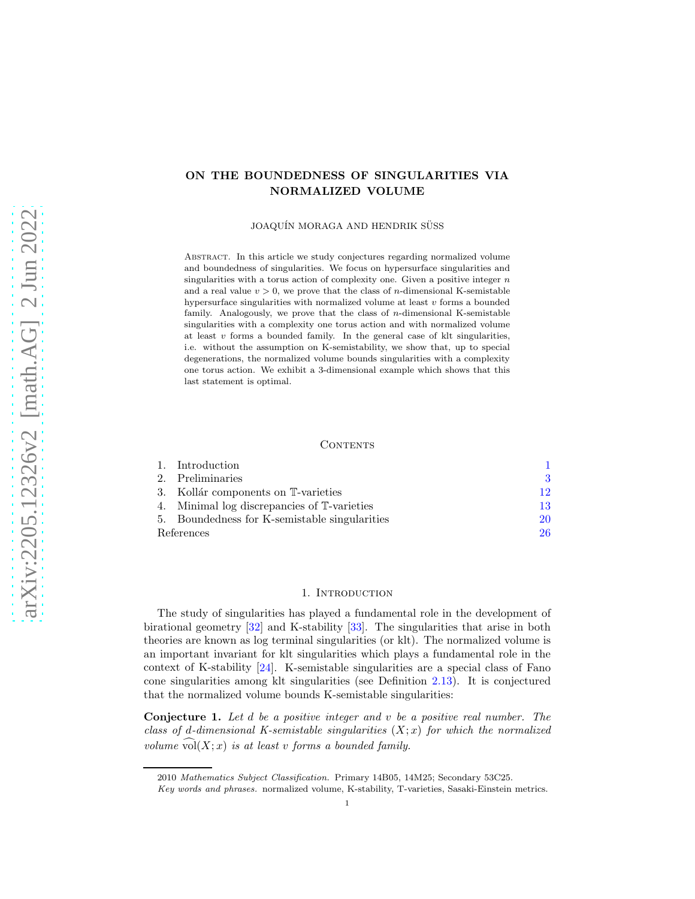# ON THE BOUNDEDNESS OF SINGULARITIES VIA NORMALIZED VOLUME

JOAQUÍN MORAGA AND HENDRIK SÜSS

Abstract. In this article we study conjectures regarding normalized volume and boundedness of singularities. We focus on hypersurface singularities and singularities with a torus action of complexity one. Given a positive integer $n$ and a real value $v > 0$, we prove that the class of $n$-dimensional K-semistable hypersurface singularities with normalized volume at least $v$ forms a bounded family. Analogously, we prove that the class of $n$-dimensional K-semistable singularities with a complexity one torus action and with normalized volume at least $v$ forms a bounded family. In the general case of klt singularities, i.e. without the assumption on K-semistability, we show that, up to special degenerations, the normalized volume bounds singularities with a complexity one torus action. We exhibit a 3-dimensional example which shows that this last statement is optimal.

## Contents

1. Introduction 1
2. Preliminaries 3
3. Kollár components on $\mathbb{T}$-varieties 12
4. Minimal log discrepancies of $\mathbb{T}$-varieties 13
5. Boundedness for K-semistable singularities 20

References 26

## 1. Introduction

The study of singularities has played a fundamental role in the development of birational geometry [32] and K-stability [33]. The singularities that arise in both theories are known as log terminal singularities (or klt). The normalized volume is an important invariant for klt singularities which plays a fundamental role in the context of K-stability [24]. K-semistable singularities are a special class of Fano cone singularities among klt singularities (see Definition 2.13). It is conjectured that the normalized volume bounds K-semistable singularities:

**Conjecture 1.** *Let $d$ be a positive integer and $v$ be a positive real number. The class of $d$-dimensional K-semistable singularities $(X; x)$ for which the normalized volume $\widehat{\mathrm{vol}}(X; x)$ is at least $v$ forms a bounded family.*

2010 *Mathematics Subject Classification.* Primary 14B05, 14M25; Secondary 53C25.

*Key words and phrases.* normalized volume, K-stability, T-varieties, Sasaki-Einstein metrics.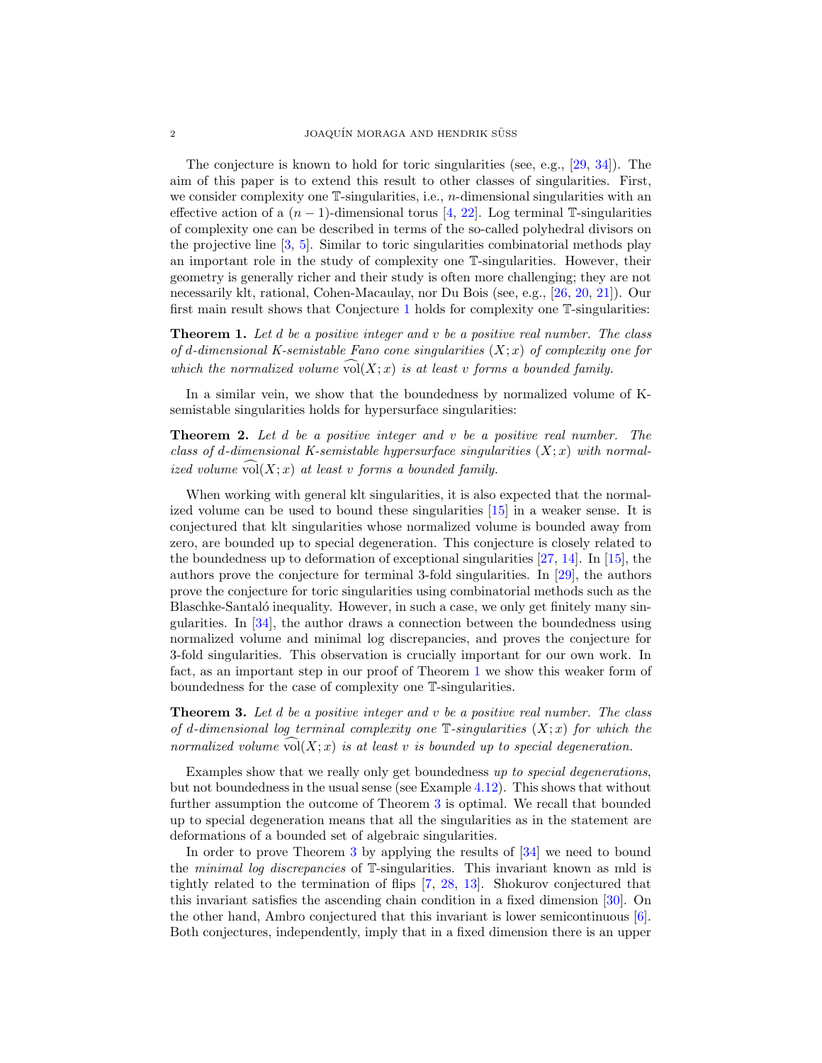The conjecture is known to hold for toric singularities (see, e.g., [29, 34]). The aim of this paper is to extend this result to other classes of singularities. First, we consider complexity one $\mathbb{T}$-singularities, i.e., $n$-dimensional singularities with an effective action of a $(n-1)$-dimensional torus [4, 22]. Log terminal $\mathbb{T}$-singularities of complexity one can be described in terms of the so-called polyhedral divisors on the projective line [3, 5]. Similar to toric singularities combinatorial methods play an important role in the study of complexity one $\mathbb{T}$-singularities. However, their geometry is generally richer and their study is often more challenging; they are not necessarily klt, rational, Cohen-Macaulay, nor Du Bois (see, e.g., [26, 20, 21]). Our first main result shows that Conjecture 1 holds for complexity one $\mathbb{T}$-singularities:

**Theorem 1.** *Let $d$ be a positive integer and $v$ be a positive real number. The class of $d$-dimensional K-semistable Fano cone singularities $(X;x)$ of complexity one for which the normalized volume $\widehat{\mathrm{vol}}(X;x)$ is at least $v$ forms a bounded family.*

In a similar vein, we show that the boundedness by normalized volume of K-semistable singularities holds for hypersurface singularities:

**Theorem 2.** *Let $d$ be a positive integer and $v$ be a positive real number. The class of $d$-dimensional K-semistable hypersurface singularities $(X;x)$ with normalized volume $\widehat{\mathrm{vol}}(X;x)$ at least $v$ forms a bounded family.*

When working with general klt singularities, it is also expected that the normalized volume can be used to bound these singularities [15] in a weaker sense. It is conjectured that klt singularities whose normalized volume is bounded away from zero, are bounded up to special degeneration. This conjecture is closely related to the boundedness up to deformation of exceptional singularities [27, 14]. In [15], the authors prove the conjecture for terminal 3-fold singularities. In [29], the authors prove the conjecture for toric singularities using combinatorial methods such as the Blaschke-Santaló inequality. However, in such a case, we only get finitely many singularities. In [34], the author draws a connection between the boundedness using normalized volume and minimal log discrepancies, and proves the conjecture for 3-fold singularities. This observation is crucially important for our own work. In fact, as an important step in our proof of Theorem 1 we show this weaker form of boundedness for the case of complexity one $\mathbb{T}$-singularities.

**Theorem 3.** *Let $d$ be a positive integer and $v$ be a positive real number. The class of $d$-dimensional log terminal complexity one $\mathbb{T}$-singularities $(X;x)$ for which the normalized volume $\widehat{\mathrm{vol}}(X;x)$ is at least $v$ is bounded up to special degeneration.*

Examples show that we really only get boundedness *up to special degenerations*, but not boundedness in the usual sense (see Example 4.12). This shows that without further assumption the outcome of Theorem 3 is optimal. We recall that bounded up to special degeneration means that all the singularities as in the statement are deformations of a bounded set of algebraic singularities.

In order to prove Theorem 3 by applying the results of [34] we need to bound the *minimal log discrepancies* of $\mathbb{T}$-singularities. This invariant known as mld is tightly related to the termination of flips [7, 28, 13]. Shokurov conjectured that this invariant satisfies the ascending chain condition in a fixed dimension [30]. On the other hand, Ambro conjectured that this invariant is lower semicontinuous [6]. Both conjectures, independently, imply that in a fixed dimension there is an upper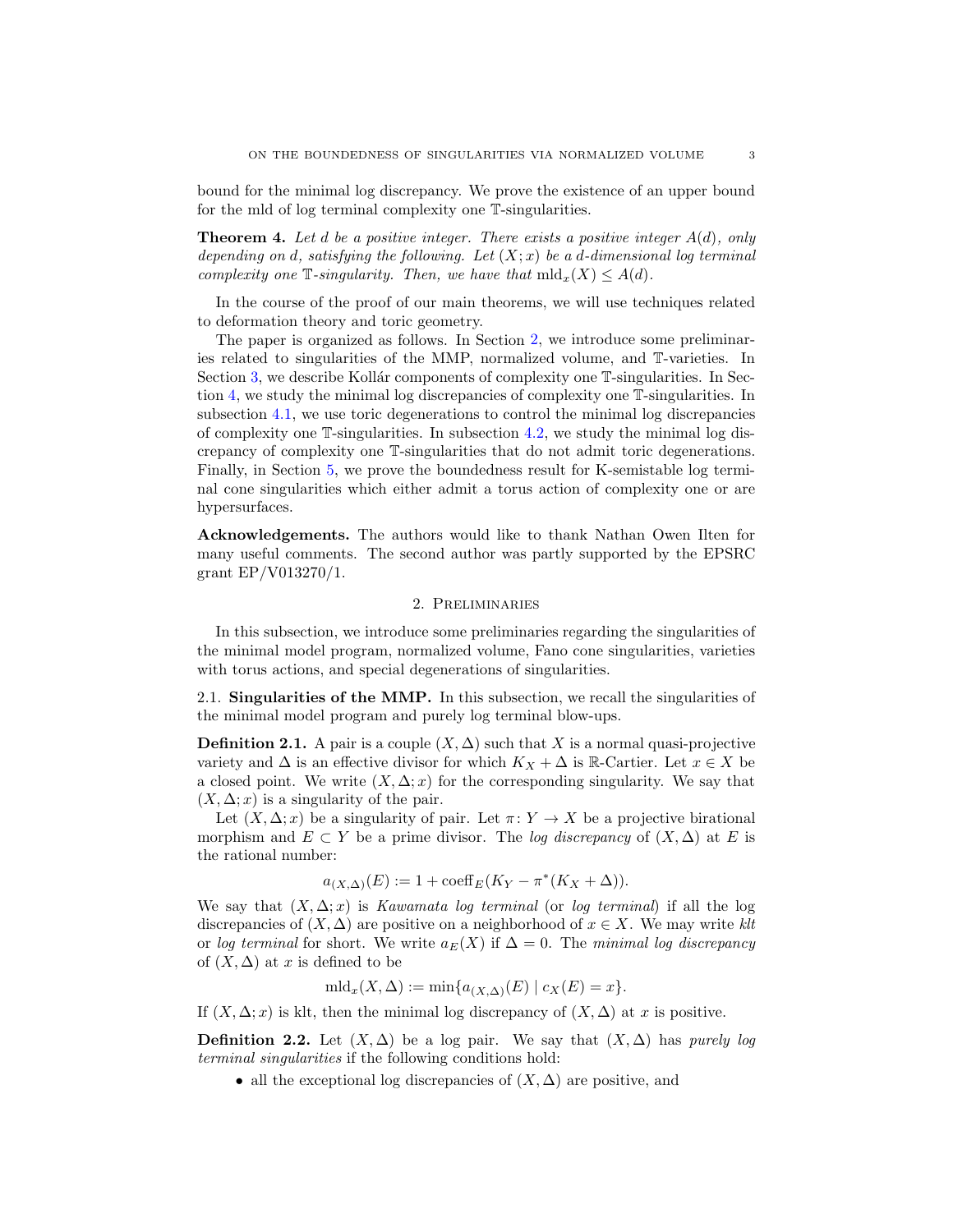bound for the minimal log discrepancy. We prove the existence of an upper bound for the mld of log terminal complexity one $\mathbb{T}$-singularities.

**Theorem 4.** *Let $d$ be a positive integer. There exists a positive integer $A(d)$, only depending on $d$, satisfying the following. Let $(X;x)$ be a $d$-dimensional log terminal complexity one $\mathbb{T}$-singularity. Then, we have that $\operatorname{mld}_x(X) \leq A(d)$.*

In the course of the proof of our main theorems, we will use techniques related to deformation theory and toric geometry.

The paper is organized as follows. In Section 2, we introduce some preliminaries related to singularities of the MMP, normalized volume, and $\mathbb{T}$-varieties. In Section 3, we describe Kollár components of complexity one $\mathbb{T}$-singularities. In Section 4, we study the minimal log discrepancies of complexity one $\mathbb{T}$-singularities. In subsection 4.1, we use toric degenerations to control the minimal log discrepancies of complexity one $\mathbb{T}$-singularities. In subsection 4.2, we study the minimal log discrepancy of complexity one $\mathbb{T}$-singularities that do not admit toric degenerations. Finally, in Section 5, we prove the boundedness result for K-semistable log terminal cone singularities which either admit a torus action of complexity one or are hypersurfaces.

**Acknowledgements.** The authors would like to thank Nathan Owen Ilten for many useful comments. The second author was partly supported by the EPSRC grant EP/V013270/1.

## 2. Preliminaries

In this subsection, we introduce some preliminaries regarding the singularities of the minimal model program, normalized volume, Fano cone singularities, varieties with torus actions, and special degenerations of singularities.

### 2.1. Singularities of the MMP.

In this subsection, we recall the singularities of the minimal model program and purely log terminal blow-ups.

**Definition 2.1.** A pair is a couple $(X, \Delta)$ such that $X$ is a normal quasi-projective variety and $\Delta$ is an effective divisor for which $K_X + \Delta$ is $\mathbb{R}$-Cartier. Let $x \in X$ be a closed point. We write $(X, \Delta; x)$ for the corresponding singularity. We say that $(X, \Delta; x)$ is a singularity of the pair.

Let $(X, \Delta; x)$ be a singularity of pair. Let $\pi \colon Y \to X$ be a projective birational morphism and $E \subset Y$ be a prime divisor. The *log discrepancy* of $(X, \Delta)$ at $E$ is the rational number:

$$a_{(X,\Delta)}(E) := 1 + \operatorname{coeff}_E(K_Y - \pi^*(K_X + \Delta)).$$

We say that $(X, \Delta; x)$ is *Kawamata log terminal* (or *log terminal*) if all the log discrepancies of $(X, \Delta)$ are positive on a neighborhood of $x \in X$. We may write *klt* or *log terminal* for short. We write $a_E(X)$ if $\Delta = 0$. The *minimal log discrepancy* of $(X, \Delta)$ at $x$ is defined to be

$$\operatorname{mld}_x(X, \Delta) := \min\{a_{(X,\Delta)}(E) \mid c_X(E) = x\}.$$

If $(X, \Delta; x)$ is klt, then the minimal log discrepancy of $(X, \Delta)$ at $x$ is positive.

**Definition 2.2.** Let $(X, \Delta)$ be a log pair. We say that $(X, \Delta)$ has *purely log terminal singularities* if the following conditions hold:

- all the exceptional log discrepancies of $(X, \Delta)$ are positive, and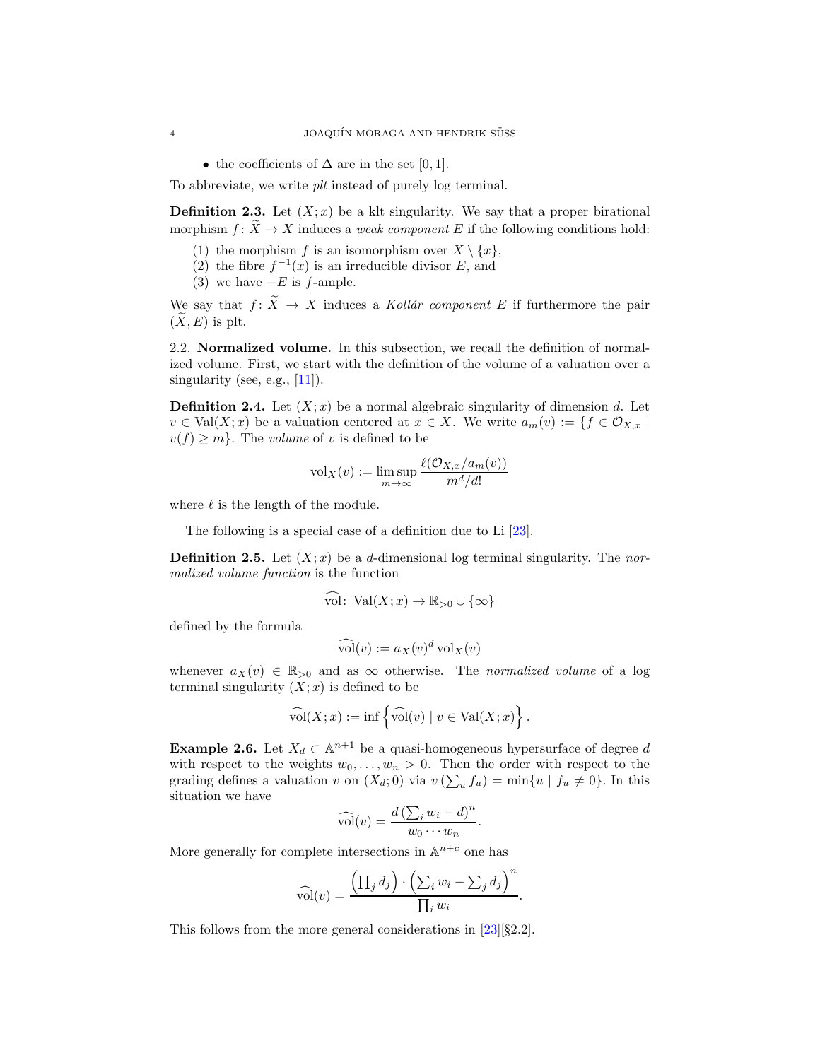- the coefficients of $\Delta$ are in the set $[0, 1]$.

To abbreviate, we write *plt* instead of purely log terminal.

**Definition 2.3.** Let $(X; x)$ be a klt singularity. We say that a proper birational morphism $f : \widetilde{X} \to X$ induces a *weak component* $E$ if the following conditions hold:

1. the morphism $f$ is an isomorphism over $X \setminus \{x\}$,
2. the fibre $f^{-1}(x)$ is an irreducible divisor $E$, and
3. we have $-E$ is $f$-ample.

We say that $f : \widetilde{X} \to X$ induces a *Kollár component* $E$ if furthermore the pair $(\widetilde{X}, E)$ is plt.

2.2. **Normalized volume.** In this subsection, we recall the definition of normalized volume. First, we start with the definition of the volume of a valuation over a singularity (see, e.g., [11]).

**Definition 2.4.** Let $(X; x)$ be a normal algebraic singularity of dimension $d$. Let $v \in \operatorname{Val}(X; x)$ be a valuation centered at $x \in X$. We write $a_m(v) := \{f \in \mathcal{O}_{X,x} \mid v(f) \geq m\}$. The *volume* of $v$ is defined to be

$$\operatorname{vol}_X(v) := \limsup_{m \to \infty} \frac{\ell(\mathcal{O}_{X,x}/a_m(v))}{m^d/d!}$$

where $\ell$ is the length of the module.

The following is a special case of a definition due to Li [23].

**Definition 2.5.** Let $(X; x)$ be a $d$-dimensional log terminal singularity. The *normalized volume function* is the function

$$\widehat{\operatorname{vol}} \colon \operatorname{Val}(X; x) \to \mathbb{R}_{>0} \cup \{\infty\}$$

defined by the formula

$$\widehat{\operatorname{vol}}(v) := a_X(v)^d \operatorname{vol}_X(v)$$

whenever $a_X(v) \in \mathbb{R}_{>0}$ and as $\infty$ otherwise. The *normalized volume* of a log terminal singularity $(X; x)$ is defined to be

$$\widehat{\operatorname{vol}}(X; x) := \inf \left\{ \widehat{\operatorname{vol}}(v) \mid v \in \operatorname{Val}(X; x) \right\}.$$

**Example 2.6.** Let $X_d \subset \mathbb{A}^{n+1}$ be a quasi-homogeneous hypersurface of degree $d$ with respect to the weights $w_0, \ldots, w_n > 0$. Then the order with respect to the grading defines a valuation $v$ on $(X_d; 0)$ via $v\left(\sum_u f_u\right) = \min\{u \mid f_u \neq 0\}$. In this situation we have

$$\widehat{\operatorname{vol}}(v) = \frac{d\left(\sum_i w_i - d\right)^n}{w_0 \cdots w_n}.$$

More generally for complete intersections in $\mathbb{A}^{n+c}$ one has

$$\widehat{\operatorname{vol}}(v) = \frac{\left(\prod_j d_j\right) \cdot \left(\sum_i w_i - \sum_j d_j\right)^n}{\prod_i w_i}.$$

This follows from the more general considerations in [23][§2.2].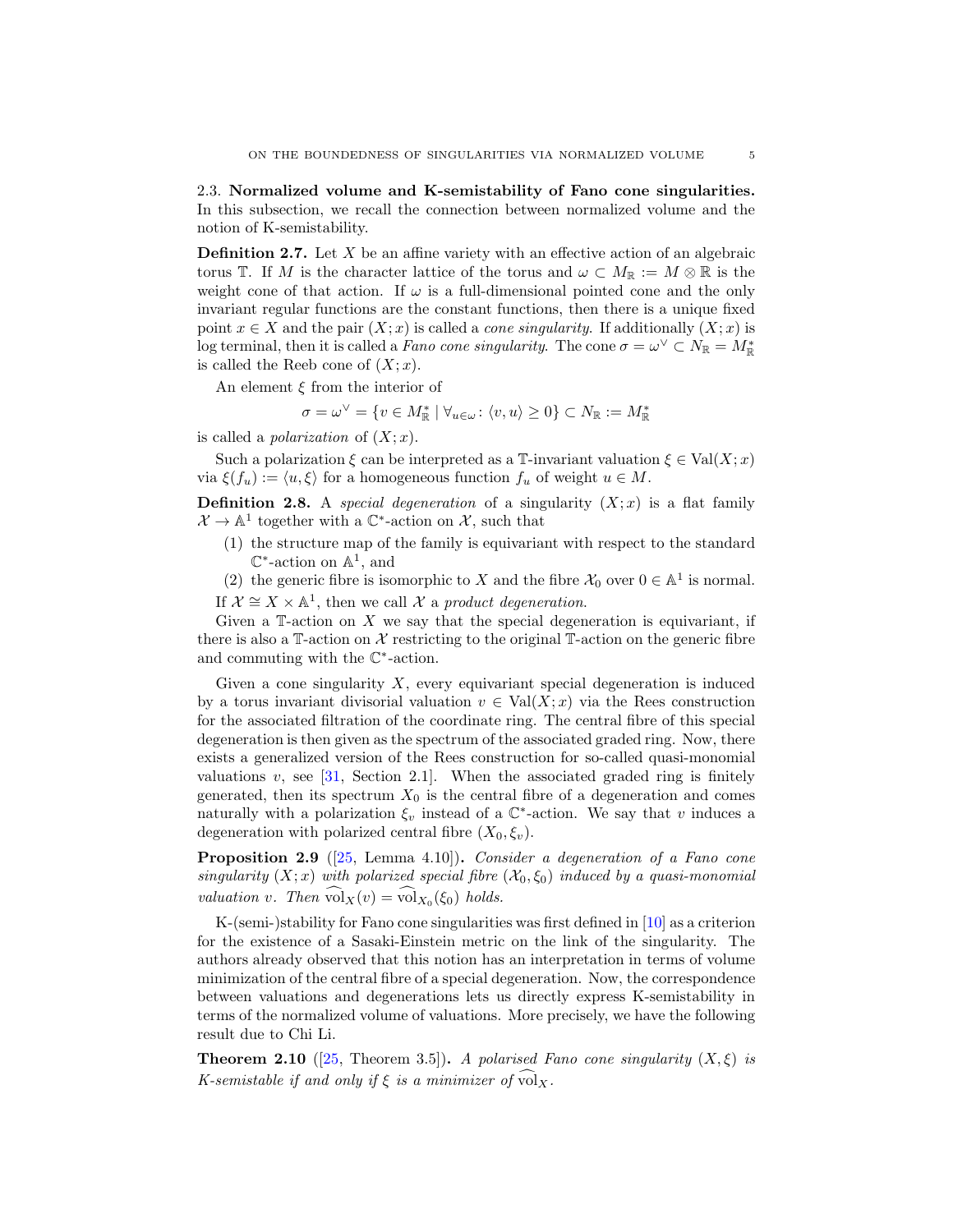### 2.3. Normalized volume and K-semistability of Fano cone singularities.

In this subsection, we recall the connection between normalized volume and the notion of K-semistability.

**Definition 2.7.** Let $X$ be an affine variety with an effective action of an algebraic torus $\mathbb{T}$. If $M$ is the character lattice of the torus and $\omega \subset M_{\mathbb{R}} := M \otimes \mathbb{R}$ is the weight cone of that action. If $\omega$ is a full-dimensional pointed cone and the only invariant regular functions are the constant functions, then there is a unique fixed point $x \in X$ and the pair $(X;x)$ is called a *cone singularity*. If additionally $(X;x)$ is log terminal, then it is called a *Fano cone singularity*. The cone $\sigma = \omega^\vee \subset N_{\mathbb{R}} = M^*_{\mathbb{R}}$ is called the Reeb cone of $(X;x)$.

An element $\xi$ from the interior of

$$\sigma = \omega^\vee = \{v \in M^*_{\mathbb{R}} \mid \forall_{u \in \omega} \colon \langle v, u \rangle \geq 0\} \subset N_{\mathbb{R}} := M^*_{\mathbb{R}}$$

is called a *polarization* of $(X;x)$.

Such a polarization $\xi$ can be interpreted as a $\mathbb{T}$-invariant valuation $\xi \in \mathrm{Val}(X;x)$ via $\xi(f_u) := \langle u, \xi \rangle$ for a homogeneous function $f_u$ of weight $u \in M$.

**Definition 2.8.** A *special degeneration* of a singularity $(X;x)$ is a flat family $\mathcal{X} \to \mathbb{A}^1$ together with a $\mathbb{C}^*$-action on $\mathcal{X}$, such that

1. the structure map of the family is equivariant with respect to the standard $\mathbb{C}^*$-action on $\mathbb{A}^1$, and
2. the generic fibre is isomorphic to $X$ and the fibre $\mathcal{X}_0$ over $0 \in \mathbb{A}^1$ is normal.

If $\mathcal{X} \cong X \times \mathbb{A}^1$, then we call $\mathcal{X}$ a *product degeneration*.

Given a $\mathbb{T}$-action on $X$ we say that the special degeneration is equivariant, if there is also a $\mathbb{T}$-action on $\mathcal{X}$ restricting to the original $\mathbb{T}$-action on the generic fibre and commuting with the $\mathbb{C}^*$-action.

Given a cone singularity $X$, every equivariant special degeneration is induced by a torus invariant divisorial valuation $v \in \mathrm{Val}(X;x)$ via the Rees construction for the associated filtration of the coordinate ring. The central fibre of this special degeneration is then given as the spectrum of the associated graded ring. Now, there exists a generalized version of the Rees construction for so-called quasi-monomial valuations $v$, see [31, Section 2.1]. When the associated graded ring is finitely generated, then its spectrum $X_0$ is the central fibre of a degeneration and comes naturally with a polarization $\xi_v$ instead of a $\mathbb{C}^*$-action. We say that $v$ induces a degeneration with polarized central fibre $(X_0, \xi_v)$.

**Proposition 2.9** ([25, Lemma 4.10]). *Consider a degeneration of a Fano cone singularity $(X;x)$ with polarized special fibre $(\mathcal{X}_0, \xi_0)$ induced by a quasi-monomial valuation $v$. Then $\widehat{\mathrm{vol}}_X(v) = \widehat{\mathrm{vol}}_{X_0}(\xi_0)$ holds.*

K-(semi-)stability for Fano cone singularities was first defined in [10] as a criterion for the existence of a Sasaki-Einstein metric on the link of the singularity. The authors already observed that this notion has an interpretation in terms of volume minimization of the central fibre of a special degeneration. Now, the correspondence between valuations and degenerations lets us directly express K-semistability in terms of the normalized volume of valuations. More precisely, we have the following result due to Chi Li.

**Theorem 2.10** ([25, Theorem 3.5]). *A polarised Fano cone singularity $(X, \xi)$ is K-semistable if and only if $\xi$ is a minimizer of $\widehat{\mathrm{vol}}_X$.*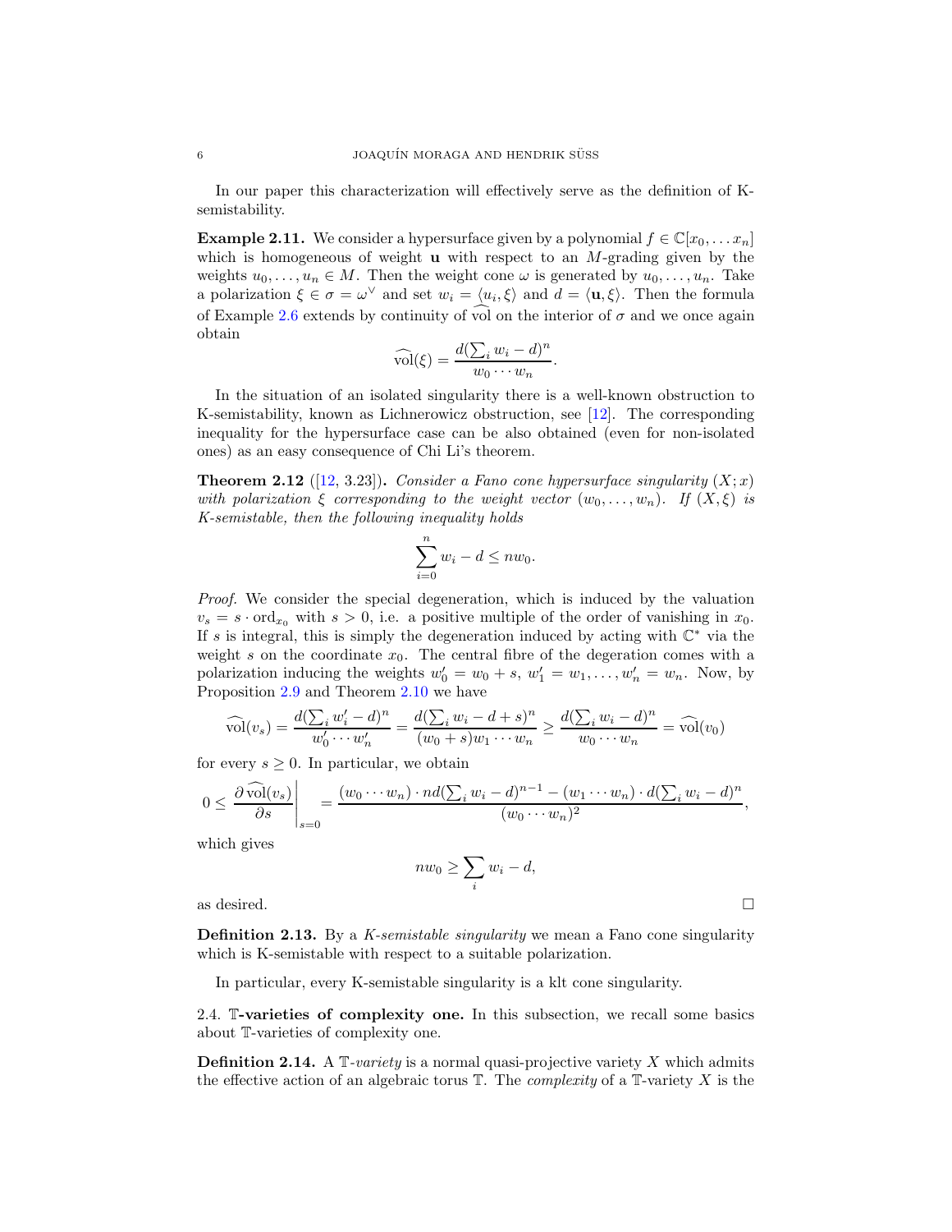In our paper this characterization will effectively serve as the definition of K-semistability.

**Example 2.11.** We consider a hypersurface given by a polynomial $f \in \mathbb{C}[x_0, \dots x_n]$ which is homogeneous of weight $\mathbf{u}$ with respect to an $M$-grading given by the weights $u_0, \dots, u_n \in M$. Then the weight cone $\omega$ is generated by $u_0, \dots, u_n$. Take a polarization $\xi \in \sigma = \omega^\vee$ and set $w_i = \langle u_i, \xi \rangle$ and $d = \langle \mathbf{u}, \xi \rangle$. Then the formula of Example 2.6 extends by continuity of $\widehat{\mathrm{vol}}$ on the interior of $\sigma$ and we once again obtain

$$\widehat{\mathrm{vol}}(\xi) = \frac{d(\sum_i w_i - d)^n}{w_0 \cdots w_n}.$$

In the situation of an isolated singularity there is a well-known obstruction to K-semistability, known as Lichnerowicz obstruction, see [12]. The corresponding inequality for the hypersurface case can be also obtained (even for non-isolated ones) as an easy consequence of Chi Li's theorem.

**Theorem 2.12** ([12, 3.23])**.** *Consider a Fano cone hypersurface singularity $(X; x)$ with polarization $\xi$ corresponding to the weight vector $(w_0, \dots, w_n)$. If $(X, \xi)$ is K-semistable, then the following inequality holds*

$$\sum_{i=0}^{n} w_i - d \leq n w_0.$$

*Proof.* We consider the special degeneration, which is induced by the valuation $v_s = s \cdot \mathrm{ord}_{x_0}$ with $s > 0$, i.e. a positive multiple of the order of vanishing in $x_0$. If $s$ is integral, this is simply the degeneration induced by acting with $\mathbb{C}^*$ via the weight $s$ on the coordinate $x_0$. The central fibre of the degeration comes with a polarization inducing the weights $w_0' = w_0 + s$, $w_1' = w_1, \dots, w_n' = w_n$. Now, by Proposition 2.9 and Theorem 2.10 we have

$$\widehat{\mathrm{vol}}(v_s) = \frac{d(\sum_i w_i' - d)^n}{w_0' \cdots w_n'} = \frac{d(\sum_i w_i - d + s)^n}{(w_0 + s) w_1 \cdots w_n} \geq \frac{d(\sum_i w_i - d)^n}{w_0 \cdots w_n} = \widehat{\mathrm{vol}}(v_0)$$

for every $s \geq 0$. In particular, we obtain

$$0 \leq \left. \frac{\partial \widehat{\mathrm{vol}}(v_s)}{\partial s} \right|_{s=0} = \frac{(w_0 \cdots w_n) \cdot nd(\sum_i w_i - d)^{n-1} - (w_1 \cdots w_n) \cdot d(\sum_i w_i - d)^n}{(w_0 \cdots w_n)^2},$$

which gives

$$n w_0 \geq \sum_i w_i - d,$$

as desired. ∎

**Definition 2.13.** By a *K-semistable singularity* we mean a Fano cone singularity which is K-semistable with respect to a suitable polarization.

In particular, every K-semistable singularity is a klt cone singularity.

## 2.4. $\mathbb{T}$-varieties of complexity one.

In this subsection, we recall some basics about $\mathbb{T}$-varieties of complexity one.

**Definition 2.14.** A $\mathbb{T}$*-variety* is a normal quasi-projective variety $X$ which admits the effective action of an algebraic torus $\mathbb{T}$. The *complexity* of a $\mathbb{T}$-variety $X$ is the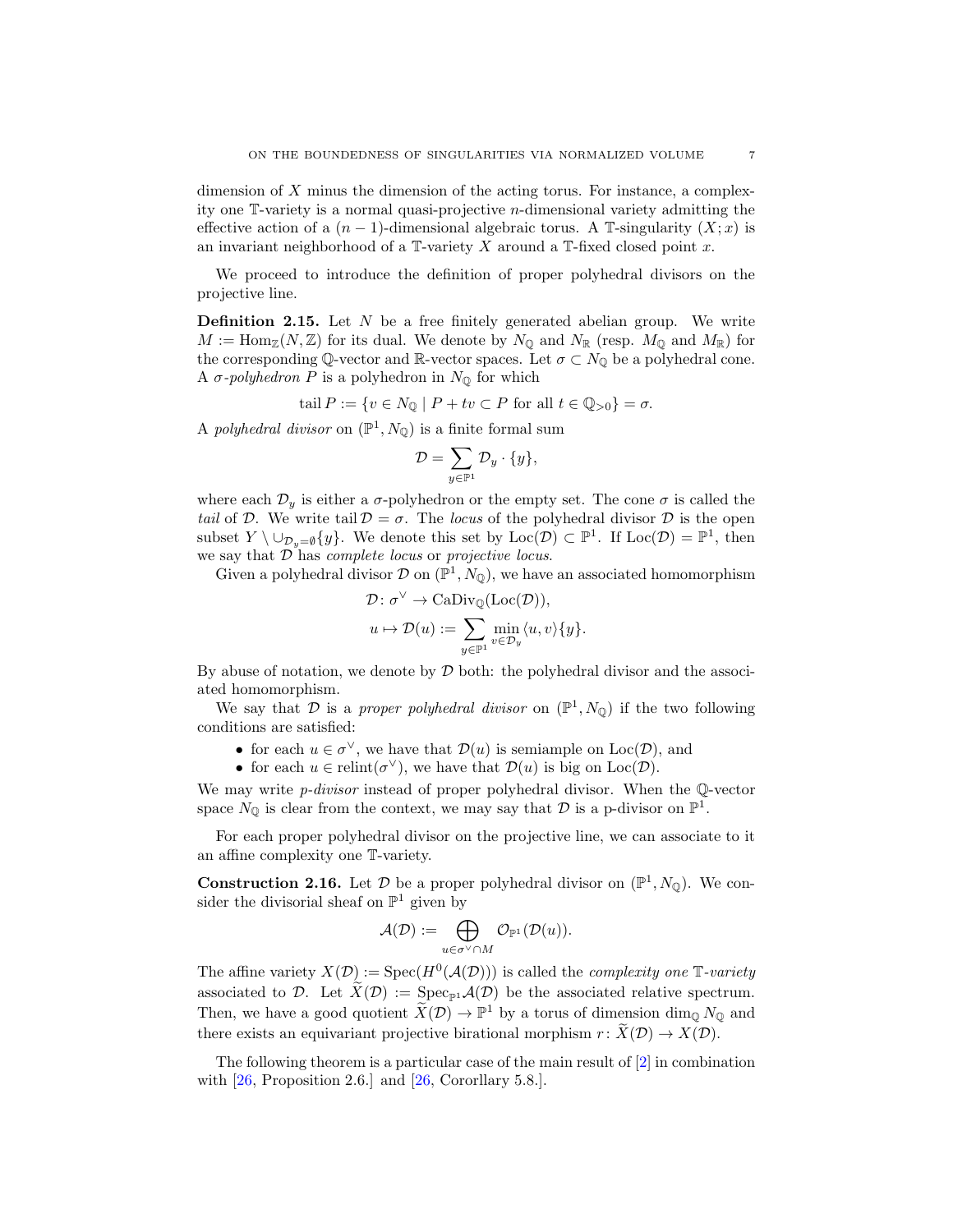dimension of $X$ minus the dimension of the acting torus. For instance, a complexity one $\mathbb{T}$-variety is a normal quasi-projective $n$-dimensional variety admitting the effective action of a $(n-1)$-dimensional algebraic torus. A $\mathbb{T}$-singularity $(X;x)$ is an invariant neighborhood of a $\mathbb{T}$-variety $X$ around a $\mathbb{T}$-fixed closed point $x$.

We proceed to introduce the definition of proper polyhedral divisors on the projective line.

**Definition 2.15.** Let $N$ be a free finitely generated abelian group. We write $M := \operatorname{Hom}_{\mathbb{Z}}(N, \mathbb{Z})$ for its dual. We denote by $N_{\mathbb{Q}}$ and $N_{\mathbb{R}}$ (resp. $M_{\mathbb{Q}}$ and $M_{\mathbb{R}}$) for the corresponding $\mathbb{Q}$-vector and $\mathbb{R}$-vector spaces. Let $\sigma \subset N_{\mathbb{Q}}$ be a polyhedral cone. A *$\sigma$-polyhedron* $P$ is a polyhedron in $N_{\mathbb{Q}}$ for which

$$\operatorname{tail} P := \{v \in N_{\mathbb{Q}} \mid P + tv \subset P \text{ for all } t \in \mathbb{Q}_{>0}\} = \sigma.$$

A *polyhedral divisor* on $(\mathbb{P}^1, N_{\mathbb{Q}})$ is a finite formal sum

$$\mathcal{D} = \sum_{y \in \mathbb{P}^1} \mathcal{D}_y \cdot \{y\},$$

where each $\mathcal{D}_y$ is either a $\sigma$-polyhedron or the empty set. The cone $\sigma$ is called the *tail* of $\mathcal{D}$. We write $\operatorname{tail} \mathcal{D} = \sigma$. The *locus* of the polyhedral divisor $\mathcal{D}$ is the open subset $Y \setminus \cup_{\mathcal{D}_y = \emptyset}\{y\}$. We denote this set by $\operatorname{Loc}(\mathcal{D}) \subset \mathbb{P}^1$. If $\operatorname{Loc}(\mathcal{D}) = \mathbb{P}^1$, then we say that $\mathcal{D}$ has *complete locus* or *projective locus*.

Given a polyhedral divisor $\mathcal{D}$ on $(\mathbb{P}^1, N_{\mathbb{Q}})$, we have an associated homomorphism

$$\mathcal{D} \colon \sigma^\vee \to \operatorname{CaDiv}_{\mathbb{Q}}(\operatorname{Loc}(\mathcal{D})),$$
$$u \mapsto \mathcal{D}(u) := \sum_{y \in \mathbb{P}^1} \min_{v \in \mathcal{D}_y} \langle u, v\rangle \{y\}.$$

By abuse of notation, we denote by $\mathcal{D}$ both: the polyhedral divisor and the associated homomorphism.

We say that $\mathcal{D}$ is a *proper polyhedral divisor* on $(\mathbb{P}^1, N_{\mathbb{Q}})$ if the two following conditions are satisfied:

- for each $u \in \sigma^\vee$, we have that $\mathcal{D}(u)$ is semiample on $\operatorname{Loc}(\mathcal{D})$, and
- for each $u \in \operatorname{relint}(\sigma^\vee)$, we have that $\mathcal{D}(u)$ is big on $\operatorname{Loc}(\mathcal{D})$.

We may write *p-divisor* instead of proper polyhedral divisor. When the $\mathbb{Q}$-vector space $N_{\mathbb{Q}}$ is clear from the context, we may say that $\mathcal{D}$ is a p-divisor on $\mathbb{P}^1$.

For each proper polyhedral divisor on the projective line, we can associate to it an affine complexity one $\mathbb{T}$-variety.

**Construction 2.16.** Let $\mathcal{D}$ be a proper polyhedral divisor on $(\mathbb{P}^1, N_{\mathbb{Q}})$. We consider the divisorial sheaf on $\mathbb{P}^1$ given by

$$\mathcal{A}(\mathcal{D}) := \bigoplus_{u \in \sigma^\vee \cap M} \mathcal{O}_{\mathbb{P}^1}(\mathcal{D}(u)).$$

The affine variety $X(\mathcal{D}) := \operatorname{Spec}(H^0(\mathcal{A}(\mathcal{D})))$ is called the *complexity one $\mathbb{T}$-variety* associated to $\mathcal{D}$. Let $\widetilde{X}(\mathcal{D}) := \operatorname{Spec}_{\mathbb{P}^1}\mathcal{A}(\mathcal{D})$ be the associated relative spectrum. Then, we have a good quotient $\widetilde{X}(\mathcal{D}) \to \mathbb{P}^1$ by a torus of dimension $\dim_{\mathbb{Q}} N_{\mathbb{Q}}$ and there exists an equivariant projective birational morphism $r \colon \widetilde{X}(\mathcal{D}) \to X(\mathcal{D})$.

The following theorem is a particular case of the main result of [2] in combination with [26, Proposition 2.6.] and [26, Cororllary 5.8.].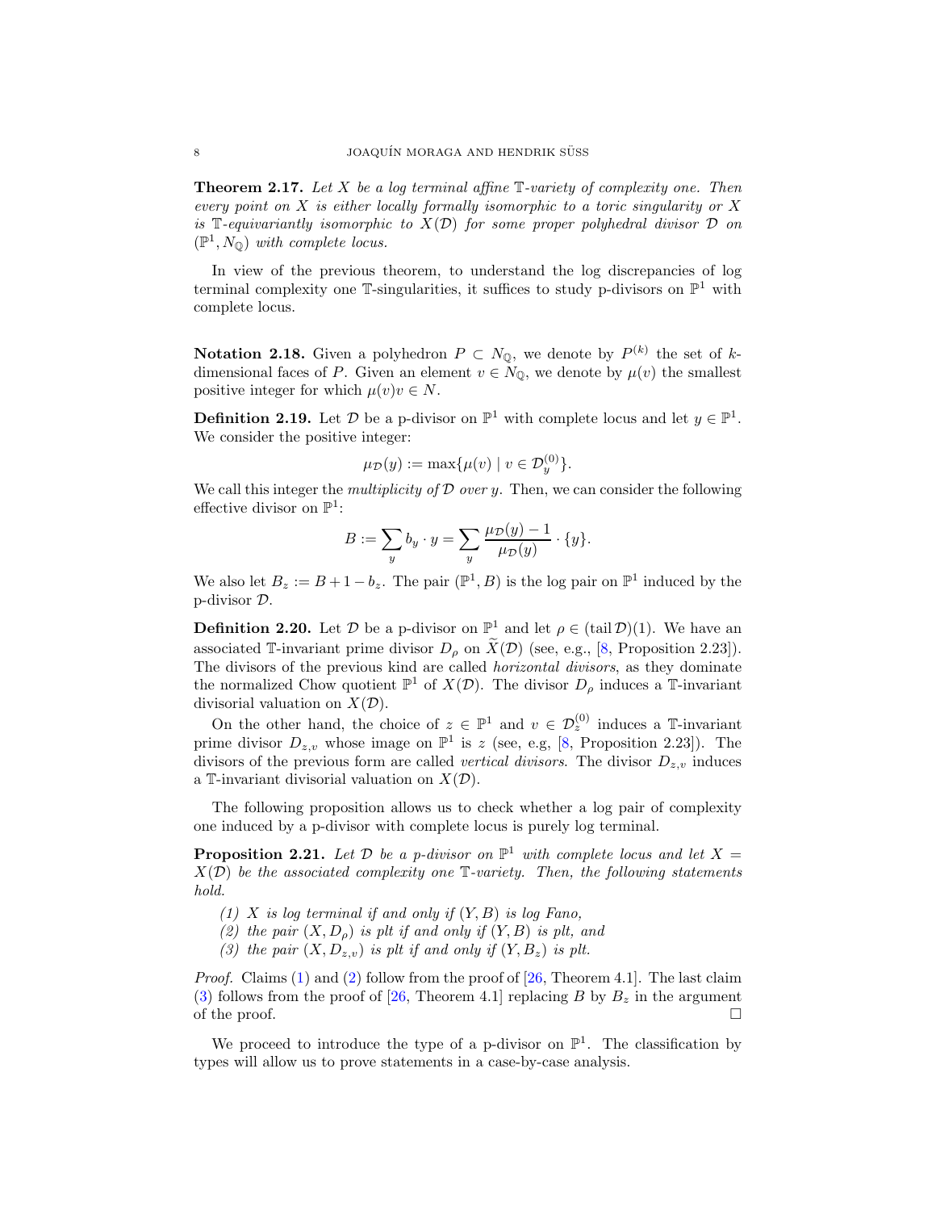**Theorem 2.17.** *Let $X$ be a log terminal affine $\mathbb{T}$-variety of complexity one. Then every point on $X$ is either locally formally isomorphic to a toric singularity or $X$ is $\mathbb{T}$-equivariantly isomorphic to $X(\mathcal{D})$ for some proper polyhedral divisor $\mathcal{D}$ on $(\mathbb{P}^1, N_{\mathbb{Q}})$ with complete locus.*

In view of the previous theorem, to understand the log discrepancies of log terminal complexity one $\mathbb{T}$-singularities, it suffices to study p-divisors on $\mathbb{P}^1$ with complete locus.

**Notation 2.18.** Given a polyhedron $P \subset N_{\mathbb{Q}}$, we denote by $P^{(k)}$ the set of $k$-dimensional faces of $P$. Given an element $v \in N_{\mathbb{Q}}$, we denote by $\mu(v)$ the smallest positive integer for which $\mu(v)v \in N$.

**Definition 2.19.** Let $\mathcal{D}$ be a p-divisor on $\mathbb{P}^1$ with complete locus and let $y \in \mathbb{P}^1$. We consider the positive integer:

$$\mu_{\mathcal{D}}(y) := \max\{\mu(v) \mid v \in \mathcal{D}_y^{(0)}\}.$$

We call this integer the *multiplicity of $\mathcal{D}$ over $y$*. Then, we can consider the following effective divisor on $\mathbb{P}^1$:

$$B := \sum_y b_y \cdot y = \sum_y \frac{\mu_{\mathcal{D}}(y) - 1}{\mu_{\mathcal{D}}(y)} \cdot \{y\}.$$

We also let $B_z := B + 1 - b_z$. The pair $(\mathbb{P}^1, B)$ is the log pair on $\mathbb{P}^1$ induced by the p-divisor $\mathcal{D}$.

**Definition 2.20.** Let $\mathcal{D}$ be a p-divisor on $\mathbb{P}^1$ and let $\rho \in (\operatorname{tail} \mathcal{D})(1)$. We have an associated $\mathbb{T}$-invariant prime divisor $D_\rho$ on $\widetilde{X}(\mathcal{D})$ (see, e.g., [8, Proposition 2.23]). The divisors of the previous kind are called *horizontal divisors*, as they dominate the normalized Chow quotient $\mathbb{P}^1$ of $X(\mathcal{D})$. The divisor $D_\rho$ induces a $\mathbb{T}$-invariant divisorial valuation on $X(\mathcal{D})$.

On the other hand, the choice of $z \in \mathbb{P}^1$ and $v \in \mathcal{D}_z^{(0)}$ induces a $\mathbb{T}$-invariant prime divisor $D_{z,v}$ whose image on $\mathbb{P}^1$ is $z$ (see, e.g, [8, Proposition 2.23]). The divisors of the previous form are called *vertical divisors*. The divisor $D_{z,v}$ induces a $\mathbb{T}$-invariant divisorial valuation on $X(\mathcal{D})$.

The following proposition allows us to check whether a log pair of complexity one induced by a p-divisor with complete locus is purely log terminal.

**Proposition 2.21.** *Let $\mathcal{D}$ be a p-divisor on $\mathbb{P}^1$ with complete locus and let $X = X(\mathcal{D})$ be the associated complexity one $\mathbb{T}$-variety. Then, the following statements hold.*

1. *$X$ is log terminal if and only if $(Y, B)$ is log Fano,*
2. *the pair $(X, D_\rho)$ is plt if and only if $(Y, B)$ is plt, and*
3. *the pair $(X, D_{z,v})$ is plt if and only if $(Y, B_z)$ is plt.*

*Proof.* Claims (1) and (2) follow from the proof of [26, Theorem 4.1]. The last claim (3) follows from the proof of [26, Theorem 4.1] replacing $B$ by $B_z$ in the argument of the proof. $\square$

We proceed to introduce the type of a p-divisor on $\mathbb{P}^1$. The classification by types will allow us to prove statements in a case-by-case analysis.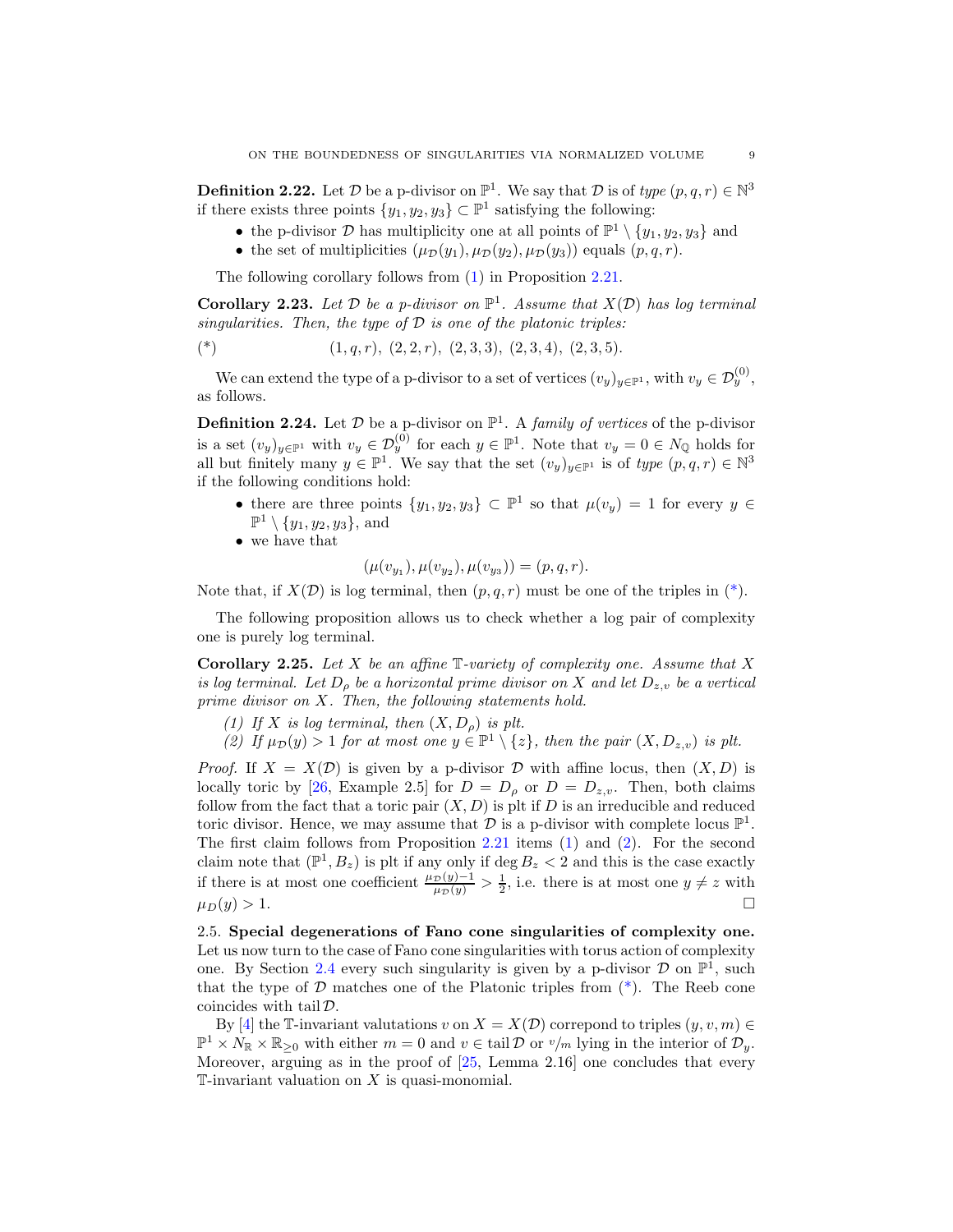**Definition 2.22.** Let $\mathcal{D}$ be a p-divisor on $\mathbb{P}^1$. We say that $\mathcal{D}$ is of *type* $(p,q,r) \in \mathbb{N}^3$ if there exists three points $\{y_1, y_2, y_3\} \subset \mathbb{P}^1$ satisfying the following:

- the p-divisor $\mathcal{D}$ has multiplicity one at all points of $\mathbb{P}^1 \setminus \{y_1, y_2, y_3\}$ and
- the set of multiplicities $(\mu_{\mathcal{D}}(y_1), \mu_{\mathcal{D}}(y_2), \mu_{\mathcal{D}}(y_3))$ equals $(p,q,r)$.

The following corollary follows from (1) in Proposition 2.21.

**Corollary 2.23.** *Let $\mathcal{D}$ be a p-divisor on $\mathbb{P}^1$. Assume that $X(\mathcal{D})$ has log terminal singularities. Then, the type of $\mathcal{D}$ is one of the platonic triples:*

$$(*) \qquad (1,q,r),\ (2,2,r),\ (2,3,3),\ (2,3,4),\ (2,3,5).$$

We can extend the type of a p-divisor to a set of vertices $(v_y)_{y \in \mathbb{P}^1}$, with $v_y \in \mathcal{D}_y^{(0)}$, as follows.

**Definition 2.24.** Let $\mathcal{D}$ be a p-divisor on $\mathbb{P}^1$. A *family of vertices* of the p-divisor is a set $(v_y)_{y \in \mathbb{P}^1}$ with $v_y \in \mathcal{D}_y^{(0)}$ for each $y \in \mathbb{P}^1$. Note that $v_y = 0 \in N_{\mathbb{Q}}$ holds for all but finitely many $y \in \mathbb{P}^1$. We say that the set $(v_y)_{y \in \mathbb{P}^1}$ is of *type* $(p,q,r) \in \mathbb{N}^3$ if the following conditions hold:

- there are three points $\{y_1, y_2, y_3\} \subset \mathbb{P}^1$ so that $\mu(v_y) = 1$ for every $y \in \mathbb{P}^1 \setminus \{y_1, y_2, y_3\}$, and
- we have that
$$(\mu(v_{y_1}), \mu(v_{y_2}), \mu(v_{y_3})) = (p,q,r).$$

Note that, if $X(\mathcal{D})$ is log terminal, then $(p,q,r)$ must be one of the triples in (*).

The following proposition allows us to check whether a log pair of complexity one is purely log terminal.

**Corollary 2.25.** *Let $X$ be an affine $\mathbb{T}$-variety of complexity one. Assume that $X$ is log terminal. Let $D_\rho$ be a horizontal prime divisor on $X$ and let $D_{z,v}$ be a vertical prime divisor on $X$. Then, the following statements hold.*

1. *If $X$ is log terminal, then $(X, D_\rho)$ is plt.*
2. *If $\mu_{\mathcal{D}}(y) > 1$ for at most one $y \in \mathbb{P}^1 \setminus \{z\}$, then the pair $(X, D_{z,v})$ is plt.*

*Proof.* If $X = X(\mathcal{D})$ is given by a p-divisor $\mathcal{D}$ with affine locus, then $(X, D)$ is locally toric by [26, Example 2.5] for $D = D_\rho$ or $D = D_{z,v}$. Then, both claims follow from the fact that a toric pair $(X, D)$ is plt if $D$ is an irreducible and reduced toric divisor. Hence, we may assume that $\mathcal{D}$ is a p-divisor with complete locus $\mathbb{P}^1$. The first claim follows from Proposition 2.21 items (1) and (2). For the second claim note that $(\mathbb{P}^1, B_z)$ is plt if any only if $\deg B_z < 2$ and this is the case exactly if there is at most one coefficient $\frac{\mu_{\mathcal{D}}(y)-1}{\mu_{\mathcal{D}}(y)} > \frac{1}{2}$, i.e. there is at most one $y \neq z$ with $\mu_D(y) > 1$. $\square$

2.5. **Special degenerations of Fano cone singularities of complexity one.** Let us now turn to the case of Fano cone singularities with torus action of complexity one. By Section 2.4 every such singularity is given by a p-divisor $\mathcal{D}$ on $\mathbb{P}^1$, such that the type of $\mathcal{D}$ matches one of the Platonic triples from (*). The Reeb cone coincides with $\operatorname{tail} \mathcal{D}$.

By [4] the $\mathbb{T}$-invariant valutations $v$ on $X = X(\mathcal{D})$ correpond to triples $(y, v, m) \in \mathbb{P}^1 \times N_{\mathbb{R}} \times \mathbb{R}_{\geq 0}$ with either $m = 0$ and $v \in \operatorname{tail} \mathcal{D}$ or $v/m$ lying in the interior of $\mathcal{D}_y$. Moreover, arguing as in the proof of [25, Lemma 2.16] one concludes that every $\mathbb{T}$-invariant valuation on $X$ is quasi-monomial.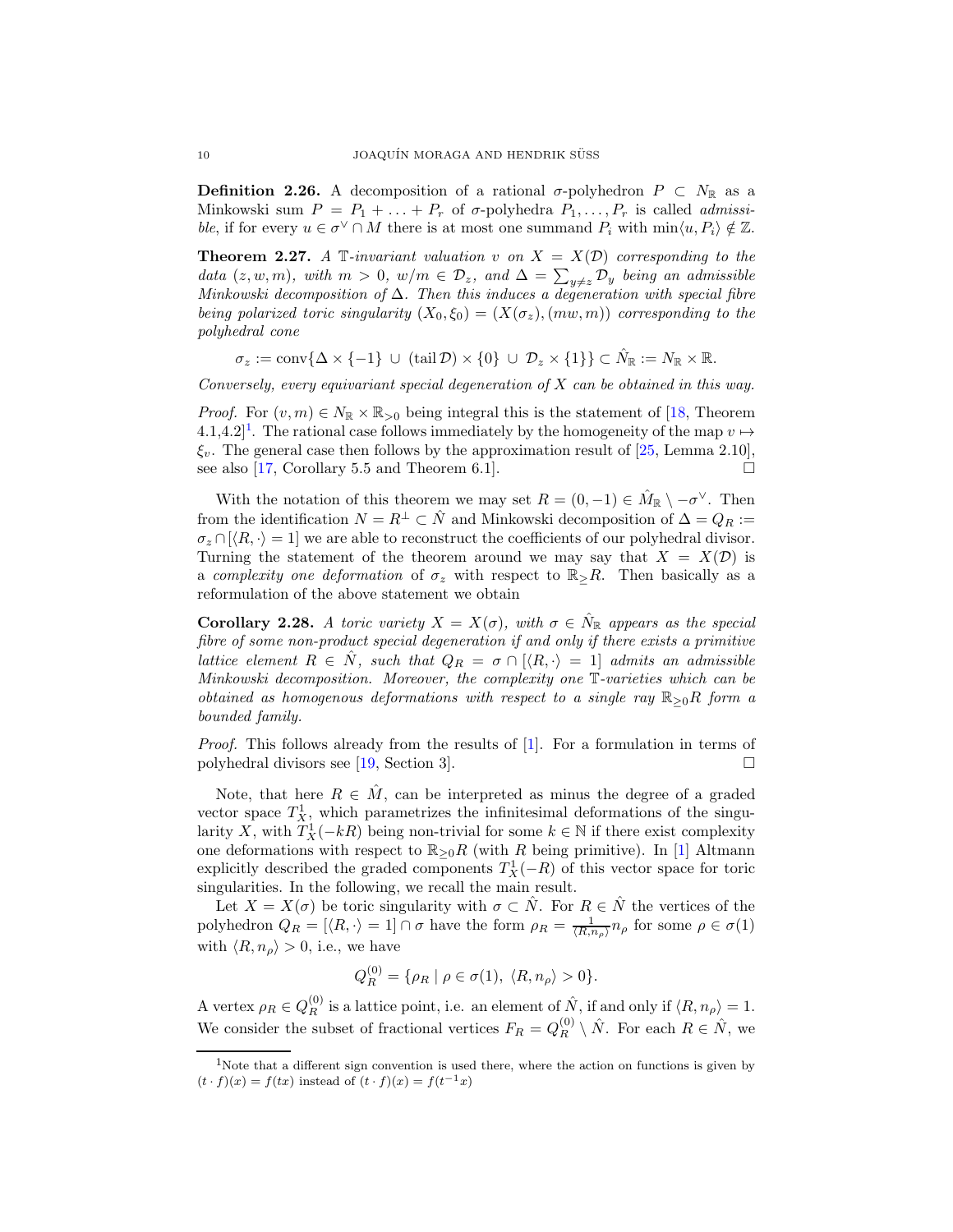**Definition 2.26.** A decomposition of a rational $\sigma$-polyhedron $P \subset N_{\mathbb{R}}$ as a Minkowski sum $P = P_1 + \ldots + P_r$ of $\sigma$-polyhedra $P_1, \ldots, P_r$ is called *admissible*, if for every $u \in \sigma^\vee \cap M$ there is at most one summand $P_i$ with $\min\langle u, P_i\rangle \notin \mathbb{Z}$.

**Theorem 2.27.** *A $\mathbb{T}$-invariant valuation $v$ on $X = X(\mathcal{D})$ corresponding to the data $(z, w, m)$, with $m > 0$, $w/m \in \mathcal{D}_z$, and $\Delta = \sum_{y \neq z} \mathcal{D}_y$ being an admissible Minkowski decomposition of $\Delta$. Then this induces a degeneration with special fibre being polarized toric singularity $(X_0, \xi_0) = (X(\sigma_z), (mw, m))$ corresponding to the polyhedral cone*

$$\sigma_z := \operatorname{conv}\{\Delta \times \{-1\} \;\cup\; (\operatorname{tail} \mathcal{D}) \times \{0\} \;\cup\; \mathcal{D}_z \times \{1\}\} \subset \hat{N}_{\mathbb{R}} := N_{\mathbb{R}} \times \mathbb{R}.$$

*Conversely, every equivariant special degeneration of $X$ can be obtained in this way.*

*Proof.* For $(v, m) \in N_{\mathbb{R}} \times \mathbb{R}_{>0}$ being integral this is the statement of [18, Theorem 4.1,4.2][1]. The rational case follows immediately by the homogeneity of the map $v \mapsto \xi_v$. The general case then follows by the approximation result of [25, Lemma 2.10], see also [17, Corollary 5.5 and Theorem 6.1]. $\square$

With the notation of this theorem we may set $R = (0, -1) \in \hat{M}_{\mathbb{R}} \setminus -\sigma^\vee$. Then from the identification $N = R^\perp \subset \hat{N}$ and Minkowski decomposition of $\Delta = Q_R := \sigma_z \cap [\langle R, \cdot\rangle = 1]$ we are able to reconstruct the coefficients of our polyhedral divisor. Turning the statement of the theorem around we may say that $X = X(\mathcal{D})$ is a *complexity one deformation* of $\sigma_z$ with respect to $\mathbb{R}_{\geq} R$. Then basically as a reformulation of the above statement we obtain

**Corollary 2.28.** *A toric variety $X = X(\sigma)$, with $\sigma \in \hat{N}_{\mathbb{R}}$ appears as the special fibre of some non-product special degeneration if and only if there exists a primitive lattice element $R \in \hat{N}$, such that $Q_R = \sigma \cap [\langle R, \cdot\rangle = 1]$ admits an admissible Minkowski decomposition. Moreover, the complexity one $\mathbb{T}$-varieties which can be obtained as homogenous deformations with respect to a single ray $\mathbb{R}_{\geq 0} R$ form a bounded family.*

*Proof.* This follows already from the results of [1]. For a formulation in terms of polyhedral divisors see [19, Section 3]. $\square$

Note, that here $R \in \hat{M}$, can be interpreted as minus the degree of a graded vector space $T^1_X$, which parametrizes the infinitesimal deformations of the singularity $X$, with $T^1_X(-kR)$ being non-trivial for some $k \in \mathbb{N}$ if there exist complexity one deformations with respect to $\mathbb{R}_{\geq 0} R$ (with $R$ being primitive). In [1] Altmann explicitly described the graded components $T^1_X(-R)$ of this vector space for toric singularities. In the following, we recall the main result.

Let $X = X(\sigma)$ be toric singularity with $\sigma \subset \hat{N}$. For $R \in \hat{N}$ the vertices of the polyhedron $Q_R = [\langle R, \cdot\rangle = 1] \cap \sigma$ have the form $\rho_R = \frac{1}{\langle R, n_\rho\rangle} n_\rho$ for some $\rho \in \sigma(1)$ with $\langle R, n_\rho\rangle > 0$, i.e., we have

$$Q_R^{(0)} = \{\rho_R \mid \rho \in \sigma(1),\ \langle R, n_\rho\rangle > 0\}.$$

A vertex $\rho_R \in Q_R^{(0)}$ is a lattice point, i.e. an element of $\hat{N}$, if and only if $\langle R, n_\rho\rangle = 1$. We consider the subset of fractional vertices $F_R = Q_R^{(0)} \setminus \hat{N}$. For each $R \in \hat{N}$, we

[1] Note that a different sign convention is used there, where the action on functions is given by $(t \cdot f)(x) = f(tx)$ instead of $(t \cdot f)(x) = f(t^{-1}x)$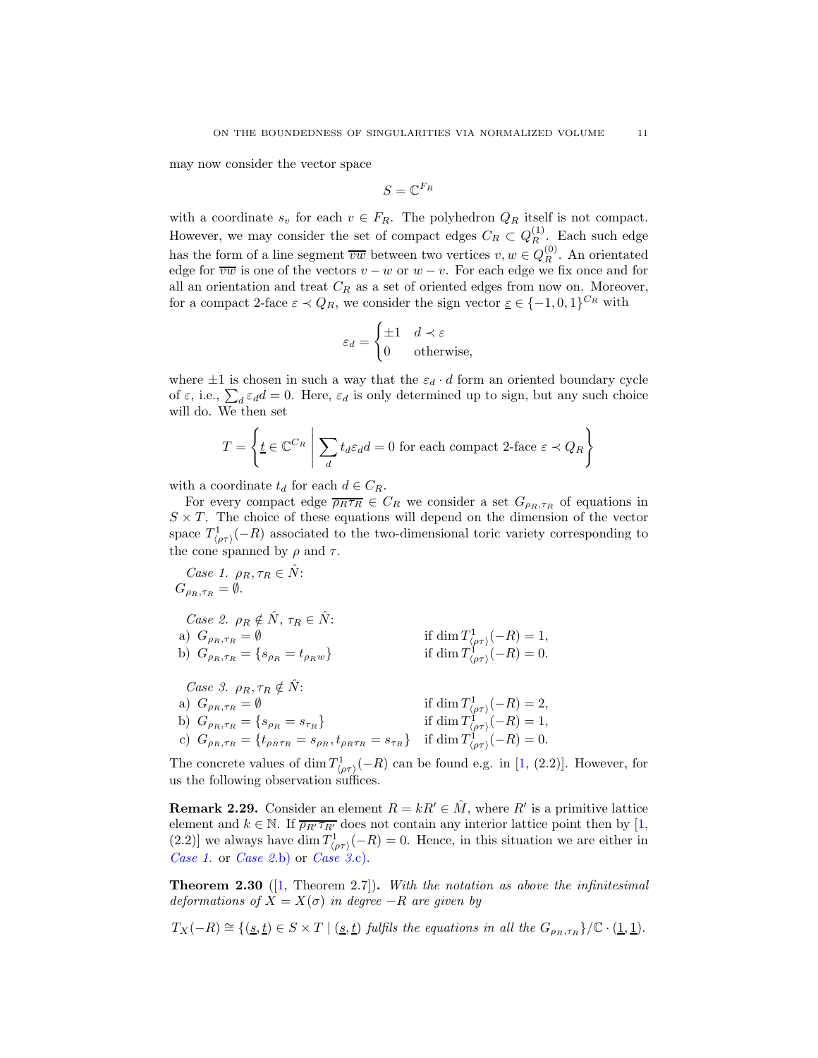may now consider the vector space

$$S = \mathbb{C}^{F_R}$$

with a coordinate $s_v$ for each $v \in F_R$. The polyhedron $Q_R$ itself is not compact. However, we may consider the set of compact edges $C_R \subset Q_R^{(1)}$. Each such edge has the form of a line segment $\overline{vw}$ between two vertices $v, w \in Q_R^{(0)}$. An orientated edge for $\overline{vw}$ is one of the vectors $v - w$ or $w - v$. For each edge we fix once and for all an orientation and treat $C_R$ as a set of oriented edges from now on. Moreover, for a compact 2-face $\varepsilon \prec Q_R$, we consider the sign vector $\underline{\varepsilon} \in \{-1, 0, 1\}^{C_R}$ with

$$\varepsilon_d = \begin{cases} \pm 1 & d \prec \varepsilon \\ 0 & \text{otherwise,} \end{cases}$$

where $\pm 1$ is chosen in such a way that the $\varepsilon_d \cdot d$ form an oriented boundary cycle of $\varepsilon$, i.e., $\sum_d \varepsilon_d d = 0$. Here, $\varepsilon_d$ is only determined up to sign, but any such choice will do. We then set

$$T = \left\{ \underline{t} \in \mathbb{C}^{C_R} \;\middle|\; \sum_d t_d \varepsilon_d d = 0 \text{ for each compact 2-face } \varepsilon \prec Q_R \right\}$$

with a coordinate $t_d$ for each $d \in C_R$.

For every compact edge $\overline{\rho_R \tau_R} \in C_R$ we consider a set $G_{\rho_R, \tau_R}$ of equations in $S \times T$. The choice of these equations will depend on the dimension of the vector space $T^1_{\langle \rho\tau \rangle}(-R)$ associated to the two-dimensional toric variety corresponding to the cone spanned by $\rho$ and $\tau$.

*Case 1.* $\rho_R, \tau_R \in \hat{N}$:
$G_{\rho_R, \tau_R} = \emptyset$.

*Case 2.* $\rho_R \notin \hat{N}$, $\tau_R \in \hat{N}$:

a) $G_{\rho_R, \tau_R} = \emptyset$ if $\dim T^1_{\langle \rho\tau \rangle}(-R) = 1$,
b) $G_{\rho_R, \tau_R} = \{ s_{\rho_R} = t_{\rho_R w} \}$ if $\dim T^1_{\langle \rho\tau \rangle}(-R) = 0$.

*Case 3.* $\rho_R, \tau_R \notin \hat{N}$:

a) $G_{\rho_R, \tau_R} = \emptyset$ if $\dim T^1_{\langle \rho\tau \rangle}(-R) = 2$,
b) $G_{\rho_R, \tau_R} = \{ s_{\rho_R} = s_{\tau_R} \}$ if $\dim T^1_{\langle \rho\tau \rangle}(-R) = 1$,
c) $G_{\rho_R, \tau_R} = \{ t_{\rho_R \tau_R} = s_{\rho_R}, t_{\rho_R \tau_R} = s_{\tau_R} \}$ if $\dim T^1_{\langle \rho\tau \rangle}(-R) = 0$.

The concrete values of $\dim T^1_{\langle \rho\tau \rangle}(-R)$ can be found e.g. in [1, (2.2)]. However, for us the following observation suffices.

**Remark 2.29.** Consider an element $R = kR' \in \hat{M}$, where $R'$ is a primitive lattice element and $k \in \mathbb{N}$. If $\overline{\rho_{R'} \tau_{R'}}$ does not contain any interior lattice point then by [1, (2.2)] we always have $\dim T^1_{\langle \rho\tau \rangle}(-R) = 0$. Hence, in this situation we are either in *Case 1.* or *Case 2.*b) or *Case 3.*c).

**Theorem 2.30** ([1, Theorem 2.7]). *With the notation as above the infinitesimal deformations of $X = X(\sigma)$ in degree $-R$ are given by*

$$T_X(-R) \cong \{ (\underline{s}, \underline{t}) \in S \times T \mid (\underline{s}, \underline{t}) \text{ fulfils the equations in all the } G_{\rho_R, \tau_R} \} / \mathbb{C} \cdot (\underline{1}, \underline{1}).$$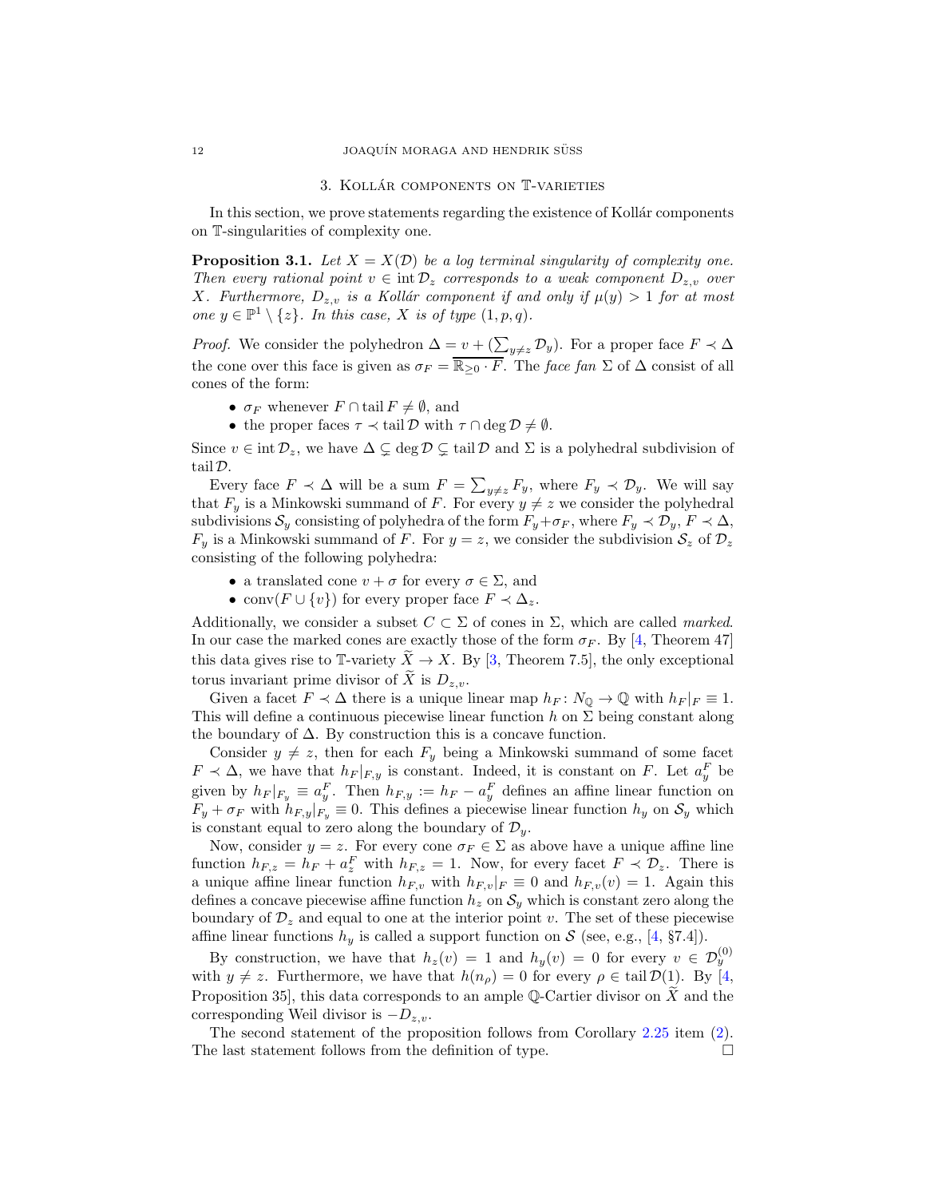## 3. Kollár components on $\mathbb{T}$-varieties

In this section, we prove statements regarding the existence of Kollár components on $\mathbb{T}$-singularities of complexity one.

**Proposition 3.1.** *Let $X = X(\mathcal{D})$ be a log terminal singularity of complexity one. Then every rational point $v \in \operatorname{int} \mathcal{D}_z$ corresponds to a weak component $D_{z,v}$ over $X$. Furthermore, $D_{z,v}$ is a Kollár component if and only if $\mu(y) > 1$ for at most one $y \in \mathbb{P}^1 \setminus \{z\}$. In this case, $X$ is of type $(1, p, q)$.*

*Proof.* We consider the polyhedron $\Delta = v + (\sum_{y \neq z} \mathcal{D}_y)$. For a proper face $F \prec \Delta$ the cone over this face is given as $\sigma_F = \overline{\mathbb{R}_{\geq 0} \cdot F}$. The *face fan* $\Sigma$ of $\Delta$ consist of all cones of the form:

- $\sigma_F$ whenever $F \cap \operatorname{tail} F \neq \emptyset$, and
- the proper faces $\tau \prec \operatorname{tail} \mathcal{D}$ with $\tau \cap \deg \mathcal{D} \neq \emptyset$.

Since $v \in \operatorname{int} \mathcal{D}_z$, we have $\Delta \subsetneq \deg \mathcal{D} \subsetneq \operatorname{tail} \mathcal{D}$ and $\Sigma$ is a polyhedral subdivision of $\operatorname{tail} \mathcal{D}$.

Every face $F \prec \Delta$ will be a sum $F = \sum_{y \neq z} F_y$, where $F_y \prec \mathcal{D}_y$. We will say that $F_y$ is a Minkowski summand of $F$. For every $y \neq z$ we consider the polyhedral subdivisions $\mathcal{S}_y$ consisting of polyhedra of the form $F_y + \sigma_F$, where $F_y \prec \mathcal{D}_y$, $F \prec \Delta$, $F_y$ is a Minkowski summand of $F$. For $y = z$, we consider the subdivision $\mathcal{S}_z$ of $\mathcal{D}_z$ consisting of the following polyhedra:

- a translated cone $v + \sigma$ for every $\sigma \in \Sigma$, and
- $\operatorname{conv}(F \cup \{v\})$ for every proper face $F \prec \Delta_z$.

Additionally, we consider a subset $C \subset \Sigma$ of cones in $\Sigma$, which are called *marked*. In our case the marked cones are exactly those of the form $\sigma_F$. By [4, Theorem 47] this data gives rise to $\mathbb{T}$-variety $\widetilde{X} \to X$. By [3, Theorem 7.5], the only exceptional torus invariant prime divisor of $\widetilde{X}$ is $D_{z,v}$.

Given a facet $F \prec \Delta$ there is a unique linear map $h_F \colon N_{\mathbb{Q}} \to \mathbb{Q}$ with $h_F|_F \equiv 1$. This will define a continuous piecewise linear function $h$ on $\Sigma$ being constant along the boundary of $\Delta$. By construction this is a concave function.

Consider $y \neq z$, then for each $F_y$ being a Minkowski summand of some facet $F \prec \Delta$, we have that $h_F|_{F,y}$ is constant. Indeed, it is constant on $F$. Let $a_y^F$ be given by $h_F|_{F_y} \equiv a_y^F$. Then $h_{F,y} := h_F - a_y^F$ defines an affine linear function on $F_y + \sigma_F$ with $h_{F,y}|_{F_y} \equiv 0$. This defines a piecewise linear function $h_y$ on $\mathcal{S}_y$ which is constant equal to zero along the boundary of $\mathcal{D}_y$.

Now, consider $y = z$. For every cone $\sigma_F \in \Sigma$ as above have a unique affine line function $h_{F,z} = h_F + a_z^F$ with $h_{F,z} = 1$. Now, for every facet $F \prec \mathcal{D}_z$. There is a unique affine linear function $h_{F,v}$ with $h_{F,v}|_F \equiv 0$ and $h_{F,v}(v) = 1$. Again this defines a concave piecewise affine function $h_z$ on $\mathcal{S}_y$ which is constant zero along the boundary of $\mathcal{D}_z$ and equal to one at the interior point $v$. The set of these piecewise affine linear functions $h_y$ is called a support function on $\mathcal{S}$ (see, e.g., [4, §7.4]).

By construction, we have that $h_z(v) = 1$ and $h_y(v) = 0$ for every $v \in \mathcal{D}_y^{(0)}$ with $y \neq z$. Furthermore, we have that $h(n_\rho) = 0$ for every $\rho \in \operatorname{tail} \mathcal{D}(1)$. By [4, Proposition 35], this data corresponds to an ample $\mathbb{Q}$-Cartier divisor on $\widetilde{X}$ and the corresponding Weil divisor is $-D_{z,v}$.

The second statement of the proposition follows from Corollary 2.25 item (2). The last statement follows from the definition of type. $\square$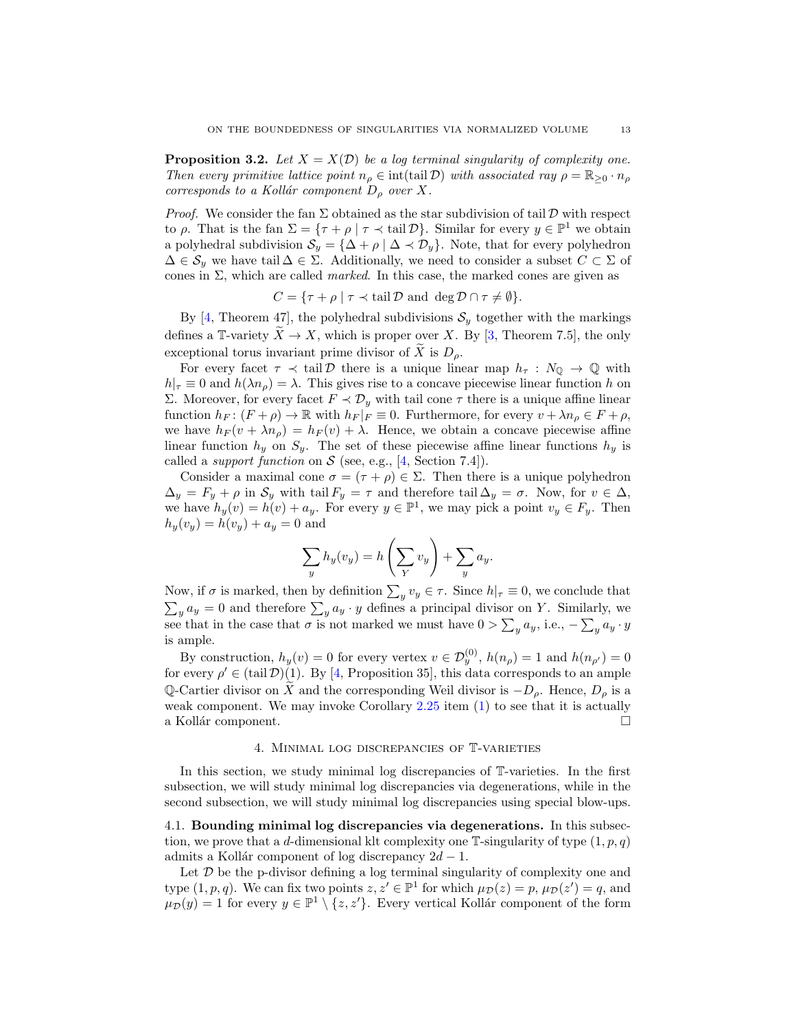**Proposition 3.2.** *Let $X = X(\mathcal{D})$ be a log terminal singularity of complexity one. Then every primitive lattice point $n_\rho \in \operatorname{int}(\operatorname{tail} \mathcal{D})$ with associated ray $\rho = \mathbb{R}_{\geq 0} \cdot n_\rho$ corresponds to a Kollár component $D_\rho$ over $X$.*

*Proof.* We consider the fan $\Sigma$ obtained as the star subdivision of $\operatorname{tail} \mathcal{D}$ with respect to $\rho$. That is the fan $\Sigma = \{\tau + \rho \mid \tau \prec \operatorname{tail} \mathcal{D}\}$. Similar for every $y \in \mathbb{P}^1$ we obtain a polyhedral subdivision $\mathcal{S}_y = \{\Delta + \rho \mid \Delta \prec \mathcal{D}_y\}$. Note, that for every polyhedron $\Delta \in \mathcal{S}_y$ we have $\operatorname{tail} \Delta \in \Sigma$. Additionally, we need to consider a subset $C \subset \Sigma$ of cones in $\Sigma$, which are called *marked*. In this case, the marked cones are given as

$$C = \{\tau + \rho \mid \tau \prec \operatorname{tail} \mathcal{D} \text{ and } \deg \mathcal{D} \cap \tau \neq \emptyset\}.$$

By [4, Theorem 47], the polyhedral subdivisions $\mathcal{S}_y$ together with the markings defines a $\mathbb{T}$-variety $\widetilde{X} \to X$, which is proper over $X$. By [3, Theorem 7.5], the only exceptional torus invariant prime divisor of $\widetilde{X}$ is $D_\rho$.

For every facet $\tau \prec \operatorname{tail} \mathcal{D}$ there is a unique linear map $h_\tau : N_\mathbb{Q} \to \mathbb{Q}$ with $h|_\tau \equiv 0$ and $h(\lambda n_\rho) = \lambda$. This gives rise to a concave piecewise linear function $h$ on $\Sigma$. Moreover, for every facet $F \prec \mathcal{D}_y$ with tail cone $\tau$ there is a unique affine linear function $h_F : (F + \rho) \to \mathbb{R}$ with $h_F|_F \equiv 0$. Furthermore, for every $v + \lambda n_\rho \in F + \rho$, we have $h_F(v + \lambda n_\rho) = h_F(v) + \lambda$. Hence, we obtain a concave piecewise affine linear function $h_y$ on $S_y$. The set of these piecewise affine linear functions $h_y$ is called a *support function* on $\mathcal{S}$ (see, e.g., [4, Section 7.4]).

Consider a maximal cone $\sigma = (\tau + \rho) \in \Sigma$. Then there is a unique polyhedron $\Delta_y = F_y + \rho$ in $\mathcal{S}_y$ with $\operatorname{tail} F_y = \tau$ and therefore $\operatorname{tail} \Delta_y = \sigma$. Now, for $v \in \Delta$, we have $h_y(v) = h(v) + a_y$. For every $y \in \mathbb{P}^1$, we may pick a point $v_y \in F_y$. Then $h_y(v_y) = h(v_y) + a_y = 0$ and

$$\sum_y h_y(v_y) = h\left(\sum_Y v_y\right) + \sum_y a_y.$$

Now, if $\sigma$ is marked, then by definition $\sum_y v_y \in \tau$. Since $h|_\tau \equiv 0$, we conclude that $\sum_y a_y = 0$ and therefore $\sum_y a_y \cdot y$ defines a principal divisor on $Y$. Similarly, we see that in the case that $\sigma$ is not marked we must have $0 > \sum_y a_y$, i.e., $-\sum_y a_y \cdot y$ is ample.

By construction, $h_y(v) = 0$ for every vertex $v \in \mathcal{D}_y^{(0)}$, $h(n_\rho) = 1$ and $h(n_{\rho'}) = 0$ for every $\rho' \in (\operatorname{tail} \mathcal{D})(1)$. By [4, Proposition 35], this data corresponds to an ample $\mathbb{Q}$-Cartier divisor on $\widetilde{X}$ and the corresponding Weil divisor is $-D_\rho$. Hence, $D_\rho$ is a weak component. We may invoke Corollary 2.25 item (1) to see that it is actually a Kollár component. $\square$

## 4. Minimal log discrepancies of $\mathbb{T}$-varieties

In this section, we study minimal log discrepancies of $\mathbb{T}$-varieties. In the first subsection, we will study minimal log discrepancies via degenerations, while in the second subsection, we will study minimal log discrepancies using special blow-ups.

### 4.1. Bounding minimal log discrepancies via degenerations.

In this subsection, we prove that a $d$-dimensional klt complexity one $\mathbb{T}$-singularity of type $(1, p, q)$ admits a Kollár component of log discrepancy $2d - 1$.

Let $\mathcal{D}$ be the p-divisor defining a log terminal singularity of complexity one and type $(1, p, q)$. We can fix two points $z, z' \in \mathbb{P}^1$ for which $\mu_\mathcal{D}(z) = p$, $\mu_\mathcal{D}(z') = q$, and $\mu_\mathcal{D}(y) = 1$ for every $y \in \mathbb{P}^1 \setminus \{z, z'\}$. Every vertical Kollár component of the form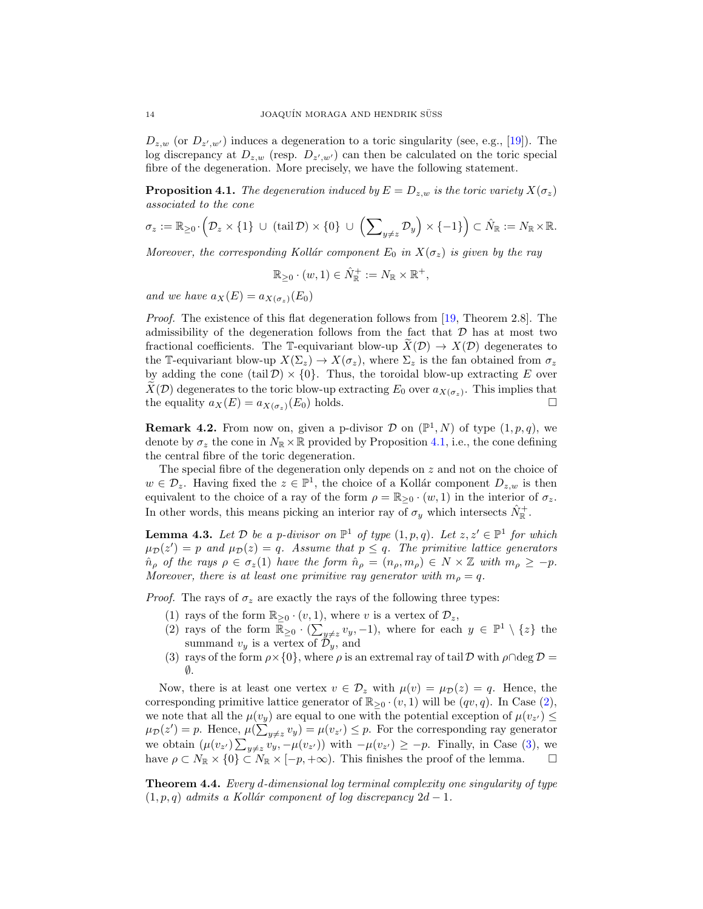$D_{z,w}$ (or $D_{z',w'}$) induces a degeneration to a toric singularity (see, e.g., [19]). The log discrepancy at $D_{z,w}$ (resp. $D_{z',w'}$) can then be calculated on the toric special fibre of the degeneration. More precisely, we have the following statement.

**Proposition 4.1.** *The degeneration induced by $E = D_{z,w}$ is the toric variety $X(\sigma_z)$ associated to the cone*

$$\sigma_z := \mathbb{R}_{\geq 0} \cdot \Big(\mathcal{D}_z \times \{1\} \,\cup\, (\operatorname{tail} \mathcal{D}) \times \{0\} \,\cup\, \Big(\sum\nolimits_{y \neq z} \mathcal{D}_y\Big) \times \{-1\}\Big) \subset \hat{N}_{\mathbb{R}} := N_{\mathbb{R}} \times \mathbb{R}.$$

*Moreover, the corresponding Kollár component $E_0$ in $X(\sigma_z)$ is given by the ray*

$$\mathbb{R}_{\geq 0} \cdot (w, 1) \in \hat{N}^+_{\mathbb{R}} := N_{\mathbb{R}} \times \mathbb{R}^+,$$

*and we have $a_X(E) = a_{X(\sigma_z)}(E_0)$*

*Proof.* The existence of this flat degeneration follows from [19, Theorem 2.8]. The admissibility of the degeneration follows from the fact that $\mathcal{D}$ has at most two fractional coefficients. The $\mathbb{T}$-equivariant blow-up $\widetilde{X}(\mathcal{D}) \to X(\mathcal{D})$ degenerates to the $\mathbb{T}$-equivariant blow-up $X(\Sigma_z) \to X(\sigma_z)$, where $\Sigma_z$ is the fan obtained from $\sigma_z$ by adding the cone $(\operatorname{tail} \mathcal{D}) \times \{0\}$. Thus, the toroidal blow-up extracting $E$ over $\widetilde{X}(\mathcal{D})$ degenerates to the toric blow-up extracting $E_0$ over $a_{X(\sigma_z)}$. This implies that the equality $a_X(E) = a_{X(\sigma_z)}(E_0)$ holds. □

**Remark 4.2.** From now on, given a p-divisor $\mathcal{D}$ on $(\mathbb{P}^1, N)$ of type $(1, p, q)$, we denote by $\sigma_z$ the cone in $N_{\mathbb{R}} \times \mathbb{R}$ provided by Proposition 4.1, i.e., the cone defining the central fibre of the toric degeneration.

The special fibre of the degeneration only depends on $z$ and not on the choice of $w \in \mathcal{D}_z$. Having fixed the $z \in \mathbb{P}^1$, the choice of a Kollár component $D_{z,w}$ is then equivalent to the choice of a ray of the form $\rho = \mathbb{R}_{\geq 0} \cdot (w, 1)$ in the interior of $\sigma_z$. In other words, this means picking an interior ray of $\sigma_y$ which intersects $\hat{N}^+_{\mathbb{R}}$.

**Lemma 4.3.** *Let $\mathcal{D}$ be a p-divisor on $\mathbb{P}^1$ of type $(1, p, q)$. Let $z, z' \in \mathbb{P}^1$ for which $\mu_{\mathcal{D}}(z') = p$ and $\mu_{\mathcal{D}}(z) = q$. Assume that $p \leq q$. The primitive lattice generators $\hat{n}_\rho$ of the rays $\rho \in \sigma_z(1)$ have the form $\hat{n}_\rho = (n_\rho, m_\rho) \in N \times \mathbb{Z}$ with $m_\rho \geq -p$. Moreover, there is at least one primitive ray generator with $m_\rho = q$.*

*Proof.* The rays of $\sigma_z$ are exactly the rays of the following three types:

1. rays of the form $\mathbb{R}_{\geq 0} \cdot (v, 1)$, where $v$ is a vertex of $\mathcal{D}_z$,
2. rays of the form $\mathbb{R}_{\geq 0} \cdot (\sum_{y \neq z} v_y, -1)$, where for each $y \in \mathbb{P}^1 \setminus \{z\}$ the summand $v_y$ is a vertex of $\mathcal{D}_y$, and
3. rays of the form $\rho \times \{0\}$, where $\rho$ is an extremal ray of $\operatorname{tail} \mathcal{D}$ with $\rho \cap \deg \mathcal{D} = \emptyset$.

Now, there is at least one vertex $v \in \mathcal{D}_z$ with $\mu(v) = \mu_{\mathcal{D}}(z) = q$. Hence, the corresponding primitive lattice generator of $\mathbb{R}_{\geq 0} \cdot (v, 1)$ will be $(qv, q)$. In Case (2), we note that all the $\mu(v_y)$ are equal to one with the potential exception of $\mu(v_{z'}) \leq \mu_{\mathcal{D}}(z') = p$. Hence, $\mu(\sum_{y \neq z} v_y) = \mu(v_{z'}) \leq p$. For the corresponding ray generator we obtain $(\mu(v_{z'}) \sum_{y \neq z} v_y, -\mu(v_{z'}))$ with $-\mu(v_{z'}) \geq -p$. Finally, in Case (3), we have $\rho \subset N_{\mathbb{R}} \times \{0\} \subset N_{\mathbb{R}} \times [-p, +\infty)$. This finishes the proof of the lemma. □

**Theorem 4.4.** *Every $d$-dimensional log terminal complexity one singularity of type $(1, p, q)$ admits a Kollár component of log discrepancy $2d - 1$.*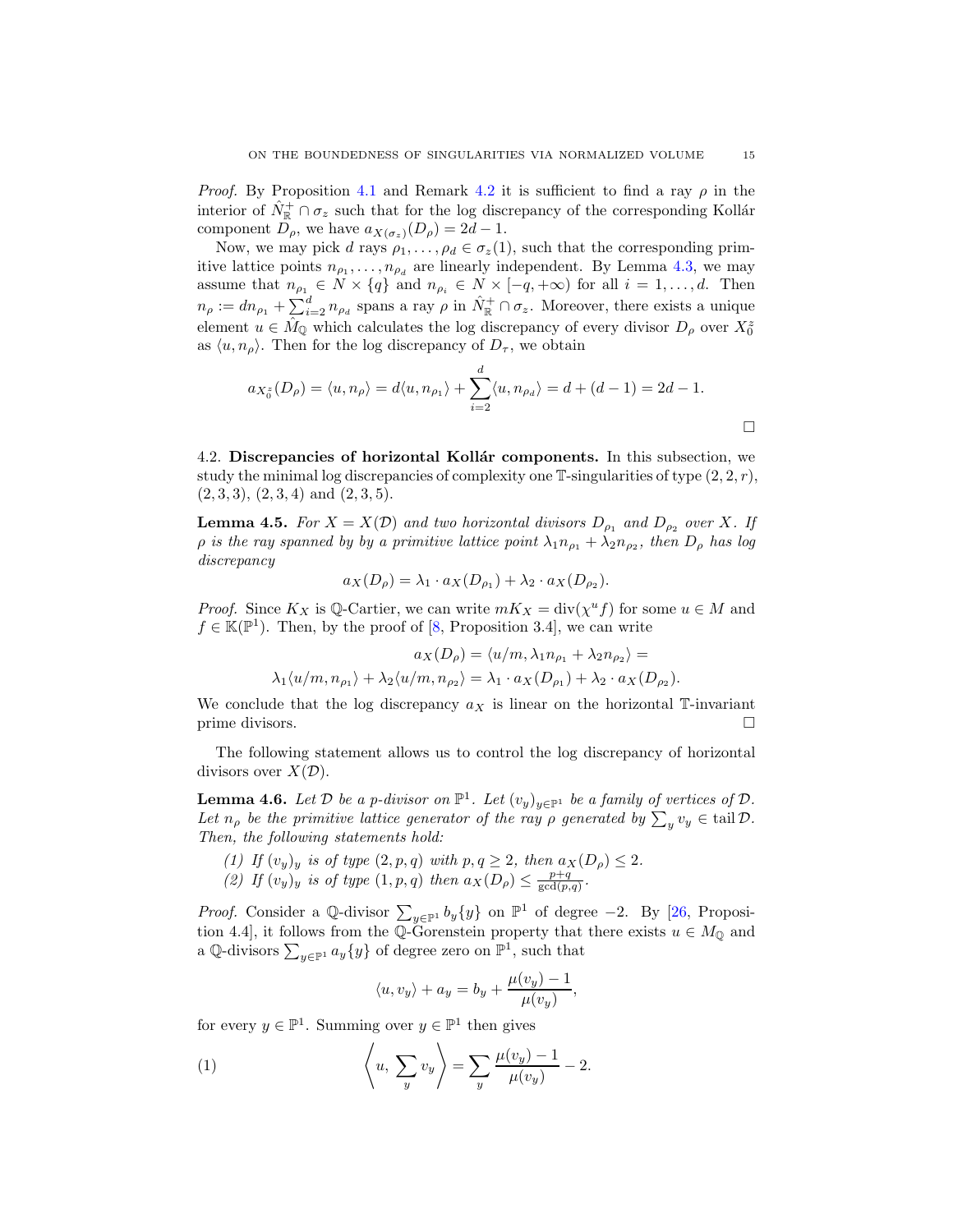*Proof.* By Proposition 4.1 and Remark 4.2 it is sufficient to find a ray $\rho$ in the interior of $\hat{N}^+_{\mathbb{R}} \cap \sigma_z$ such that for the log discrepancy of the corresponding Kollár component $D_\rho$, we have $a_{X(\sigma_z)}(D_\rho) = 2d-1$.

Now, we may pick $d$ rays $\rho_1, \ldots, \rho_d \in \sigma_z(1)$, such that the corresponding primitive lattice points $n_{\rho_1}, \ldots, n_{\rho_d}$ are linearly independent. By Lemma 4.3, we may assume that $n_{\rho_1} \in N \times \{q\}$ and $n_{\rho_i} \in N \times [-q, +\infty)$ for all $i = 1, \ldots, d$. Then $n_\rho := dn_{\rho_1} + \sum_{i=2}^d n_{\rho_d}$ spans a ray $\rho$ in $\hat{N}^+_{\mathbb{R}} \cap \sigma_z$. Moreover, there exists a unique element $u \in \hat{M}_{\mathbb{Q}}$ which calculates the log discrepancy of every divisor $D_\rho$ over $X^z_0$ as $\langle u, n_\rho \rangle$. Then for the log discrepancy of $D_\tau$, we obtain

$$a_{X^z_0}(D_\rho) = \langle u, n_\rho \rangle = d\langle u, n_{\rho_1} \rangle + \sum_{i=2}^d \langle u, n_{\rho_d} \rangle = d + (d-1) = 2d-1.$$

□

4.2. **Discrepancies of horizontal Kollár components.** In this subsection, we study the minimal log discrepancies of complexity one $\mathbb{T}$-singularities of type $(2,2,r)$, $(2,3,3)$, $(2,3,4)$ and $(2,3,5)$.

**Lemma 4.5.** *For $X = X(\mathcal{D})$ and two horizontal divisors $D_{\rho_1}$ and $D_{\rho_2}$ over $X$. If $\rho$ is the ray spanned by by a primitive lattice point $\lambda_1 n_{\rho_1} + \lambda_2 n_{\rho_2}$, then $D_\rho$ has log discrepancy*

$$a_X(D_\rho) = \lambda_1 \cdot a_X(D_{\rho_1}) + \lambda_2 \cdot a_X(D_{\rho_2}).$$

*Proof.* Since $K_X$ is $\mathbb{Q}$-Cartier, we can write $mK_X = \operatorname{div}(\chi^u f)$ for some $u \in M$ and $f \in \mathbb{K}(\mathbb{P}^1)$. Then, by the proof of [8, Proposition 3.4], we can write

$$a_X(D_\rho) = \langle u/m, \lambda_1 n_{\rho_1} + \lambda_2 n_{\rho_2} \rangle =$$
$$\lambda_1 \langle u/m, n_{\rho_1} \rangle + \lambda_2 \langle u/m, n_{\rho_2} \rangle = \lambda_1 \cdot a_X(D_{\rho_1}) + \lambda_2 \cdot a_X(D_{\rho_2}).$$

We conclude that the log discrepancy $a_X$ is linear on the horizontal $\mathbb{T}$-invariant prime divisors. □

The following statement allows us to control the log discrepancy of horizontal divisors over $X(\mathcal{D})$.

**Lemma 4.6.** *Let $\mathcal{D}$ be a p-divisor on $\mathbb{P}^1$. Let $(v_y)_{y \in \mathbb{P}^1}$ be a family of vertices of $\mathcal{D}$. Let $n_\rho$ be the primitive lattice generator of the ray $\rho$ generated by $\sum_y v_y \in \operatorname{tail} \mathcal{D}$. Then, the following statements hold:*

1. *If $(v_y)_y$ is of type $(2,p,q)$ with $p,q \geq 2$, then $a_X(D_\rho) \leq 2$.*
2. *If $(v_y)_y$ is of type $(1,p,q)$ then $a_X(D_\rho) \leq \frac{p+q}{\gcd(p,q)}$.*

*Proof.* Consider a $\mathbb{Q}$-divisor $\sum_{y \in \mathbb{P}^1} b_y\{y\}$ on $\mathbb{P}^1$ of degree $-2$. By [26, Proposition 4.4], it follows from the $\mathbb{Q}$-Gorenstein property that there exists $u \in M_{\mathbb{Q}}$ and a $\mathbb{Q}$-divisors $\sum_{y \in \mathbb{P}^1} a_y\{y\}$ of degree zero on $\mathbb{P}^1$, such that

$$\langle u, v_y \rangle + a_y = b_y + \frac{\mu(v_y) - 1}{\mu(v_y)},$$

for every $y \in \mathbb{P}^1$. Summing over $y \in \mathbb{P}^1$ then gives

$$\left\langle u, \sum_y v_y \right\rangle = \sum_y \frac{\mu(v_y) - 1}{\mu(v_y)} - 2. \tag{1}$$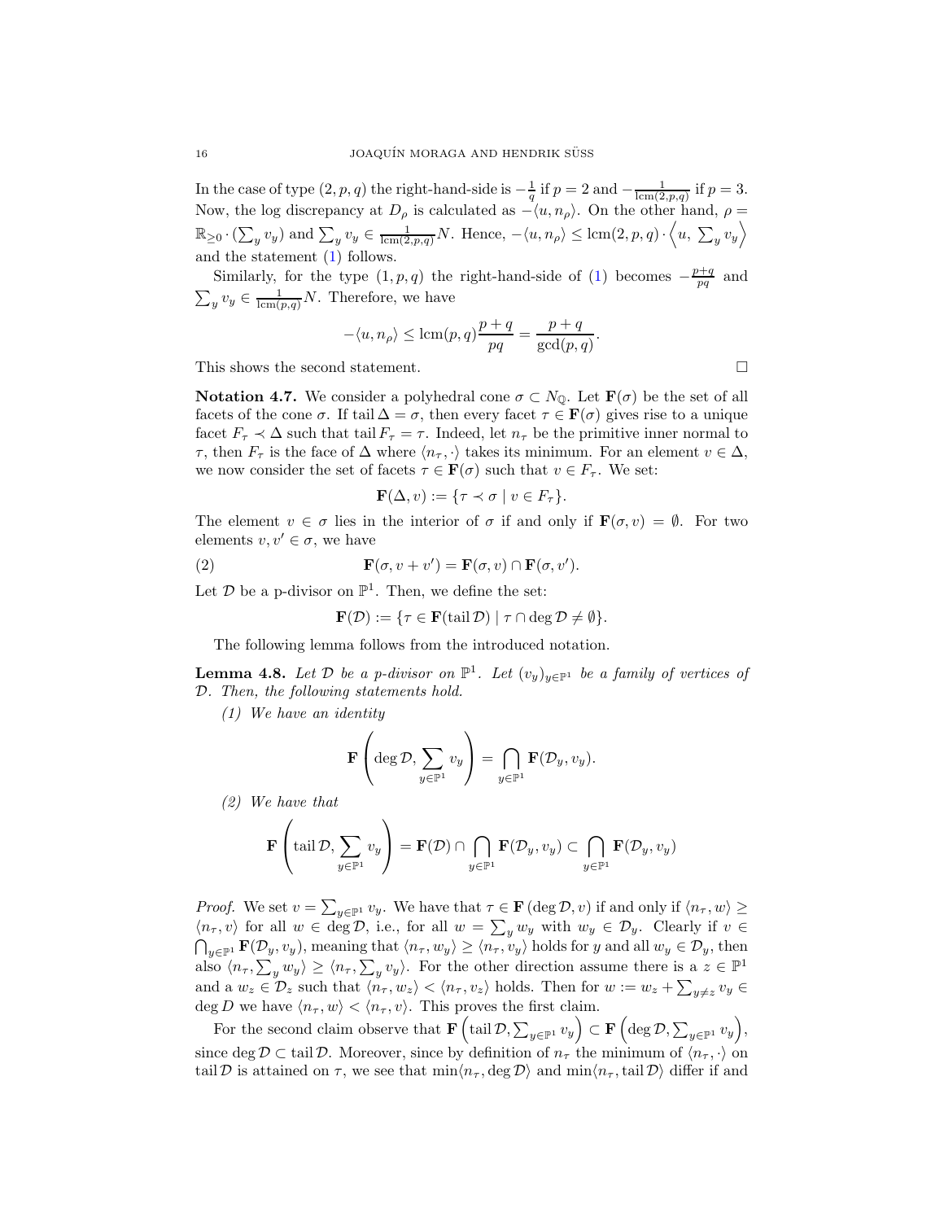In the case of type $(2,p,q)$ the right-hand-side is $-\frac{1}{q}$ if $p=2$ and $-\frac{1}{\mathrm{lcm}(2,p,q)}$ if $p=3$. Now, the log discrepancy at $D_\rho$ is calculated as $-\langle u, n_\rho\rangle$. On the other hand, $\rho = \mathbb{R}_{\geq 0}\cdot(\sum_y v_y)$ and $\sum_y v_y \in \frac{1}{\mathrm{lcm}(2,p,q)}N$. Hence, $-\langle u, n_\rho\rangle \leq \mathrm{lcm}(2,p,q)\cdot\left\langle u,\, \sum_y v_y\right\rangle$ and the statement (1) follows.

Similarly, for the type $(1,p,q)$ the right-hand-side of (1) becomes $-\frac{p+q}{pq}$ and $\sum_y v_y \in \frac{1}{\mathrm{lcm}(p,q)}N$. Therefore, we have

$$-\langle u, n_\rho\rangle \leq \mathrm{lcm}(p,q)\frac{p+q}{pq} = \frac{p+q}{\gcd(p,q)}.$$

This shows the second statement. □

**Notation 4.7.** We consider a polyhedral cone $\sigma \subset N_{\mathbb{Q}}$. Let $\mathbf{F}(\sigma)$ be the set of all facets of the cone $\sigma$. If $\operatorname{tail}\Delta = \sigma$, then every facet $\tau \in \mathbf{F}(\sigma)$ gives rise to a unique facet $F_\tau \prec \Delta$ such that $\operatorname{tail} F_\tau = \tau$. Indeed, let $n_\tau$ be the primitive inner normal to $\tau$, then $F_\tau$ is the face of $\Delta$ where $\langle n_\tau, \cdot\rangle$ takes its minimum. For an element $v \in \Delta$, we now consider the set of facets $\tau \in \mathbf{F}(\sigma)$ such that $v \in F_\tau$. We set:

$$\mathbf{F}(\Delta, v) := \{\tau \prec \sigma \mid v \in F_\tau\}.$$

The element $v \in \sigma$ lies in the interior of $\sigma$ if and only if $\mathbf{F}(\sigma, v) = \emptyset$. For two elements $v, v' \in \sigma$, we have

$$\mathbf{F}(\sigma, v+v') = \mathbf{F}(\sigma, v) \cap \mathbf{F}(\sigma, v'). \tag{2}$$

Let $\mathcal{D}$ be a p-divisor on $\mathbb{P}^1$. Then, we define the set:

$$\mathbf{F}(\mathcal{D}) := \{\tau \in \mathbf{F}(\operatorname{tail}\mathcal{D}) \mid \tau \cap \deg\mathcal{D} \neq \emptyset\}.$$

The following lemma follows from the introduced notation.

**Lemma 4.8.** *Let $\mathcal{D}$ be a p-divisor on $\mathbb{P}^1$. Let $(v_y)_{y\in\mathbb{P}^1}$ be a family of vertices of $\mathcal{D}$. Then, the following statements hold.*

*(1) We have an identity*

$$\mathbf{F}\left(\deg\mathcal{D}, \sum_{y\in\mathbb{P}^1} v_y\right) = \bigcap_{y\in\mathbb{P}^1}\mathbf{F}(\mathcal{D}_y, v_y).$$

*(2) We have that*

$$\mathbf{F}\left(\operatorname{tail}\mathcal{D}, \sum_{y\in\mathbb{P}^1} v_y\right) = \mathbf{F}(\mathcal{D}) \cap \bigcap_{y\in\mathbb{P}^1}\mathbf{F}(\mathcal{D}_y, v_y) \subset \bigcap_{y\in\mathbb{P}^1}\mathbf{F}(\mathcal{D}_y, v_y)$$

*Proof.* We set $v = \sum_{y\in\mathbb{P}^1} v_y$. We have that $\tau \in \mathbf{F}(\deg\mathcal{D}, v)$ if and only if $\langle n_\tau, w\rangle \geq \langle n_\tau, v\rangle$ for all $w \in \deg\mathcal{D}$, i.e., for all $w = \sum_y w_y$ with $w_y \in \mathcal{D}_y$. Clearly if $v \in \bigcap_{y\in\mathbb{P}^1}\mathbf{F}(\mathcal{D}_y, v_y)$, meaning that $\langle n_\tau, w_y\rangle \geq \langle n_\tau, v_y\rangle$ holds for $y$ and all $w_y \in \mathcal{D}_y$, then also $\langle n_\tau, \sum_y w_y\rangle \geq \langle n_\tau, \sum_y v_y\rangle$. For the other direction assume there is a $z \in \mathbb{P}^1$ and a $w_z \in \mathcal{D}_z$ such that $\langle n_\tau, w_z\rangle < \langle n_\tau, v_z\rangle$ holds. Then for $w := w_z + \sum_{y\neq z} v_y \in \deg D$ we have $\langle n_\tau, w\rangle < \langle n_\tau, v\rangle$. This proves the first claim.

For the second claim observe that $\mathbf{F}\left(\operatorname{tail}\mathcal{D}, \sum_{y\in\mathbb{P}^1} v_y\right) \subset \mathbf{F}\left(\deg\mathcal{D}, \sum_{y\in\mathbb{P}^1} v_y\right)$, since $\deg\mathcal{D} \subset \operatorname{tail}\mathcal{D}$. Moreover, since by definition of $n_\tau$ the minimum of $\langle n_\tau, \cdot\rangle$ on $\operatorname{tail}\mathcal{D}$ is attained on $\tau$, we see that $\min\langle n_\tau, \deg\mathcal{D}\rangle$ and $\min\langle n_\tau, \operatorname{tail}\mathcal{D}\rangle$ differ if and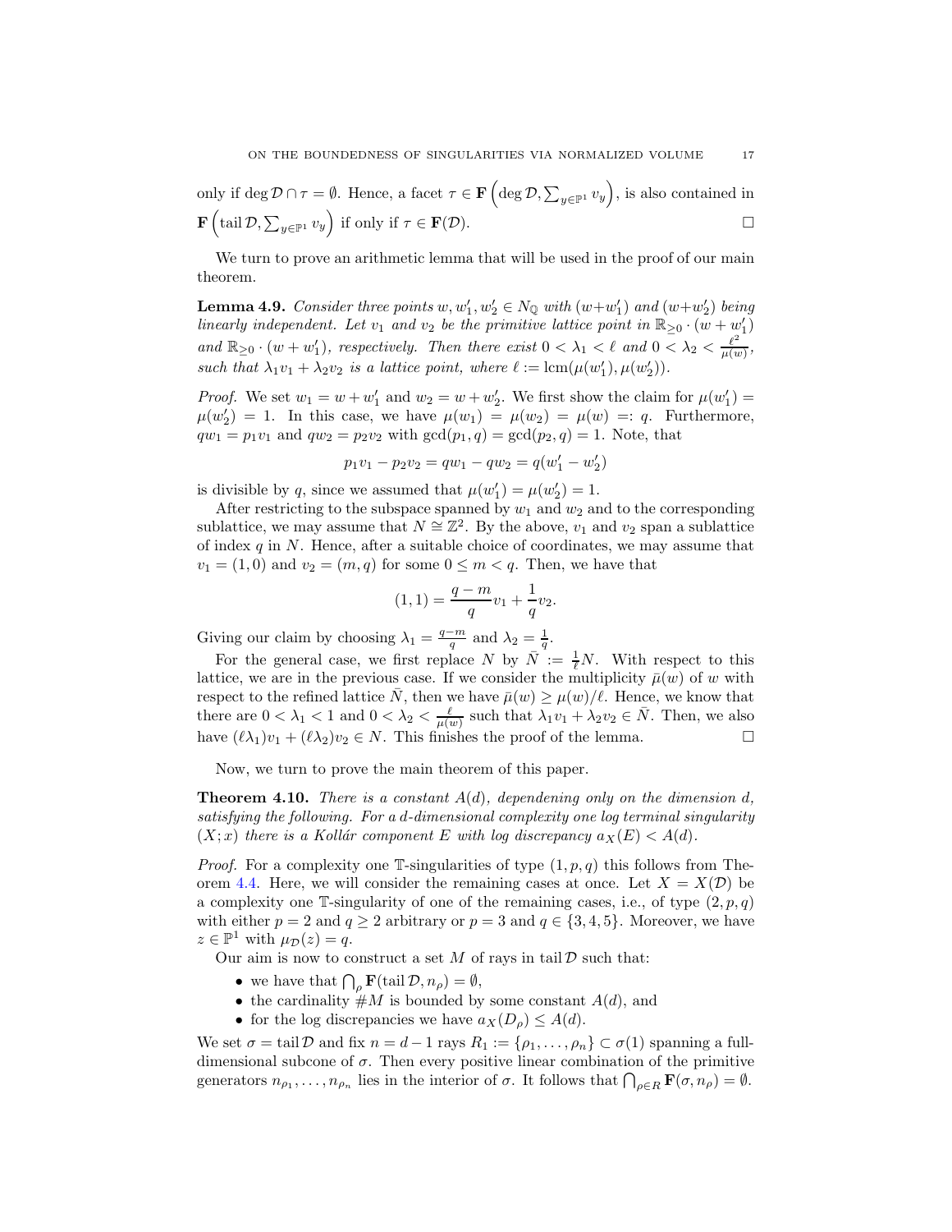only if $\deg \mathcal{D} \cap \tau = \emptyset$. Hence, a facet $\tau \in \mathbf{F}\left(\deg \mathcal{D}, \sum_{y \in \mathbb{P}^1} v_y\right)$, is also contained in $\mathbf{F}\left(\operatorname{tail} \mathcal{D}, \sum_{y \in \mathbb{P}^1} v_y\right)$ if only if $\tau \in \mathbf{F}(\mathcal{D})$. $\square$

We turn to prove an arithmetic lemma that will be used in the proof of our main theorem.

**Lemma 4.9.** *Consider three points $w, w_1', w_2' \in N_{\mathbb{Q}}$ with $(w+w_1')$ and $(w+w_2')$ being linearly independent. Let $v_1$ and $v_2$ be the primitive lattice point in $\mathbb{R}_{\geq 0} \cdot (w + w_1')$ and $\mathbb{R}_{\geq 0} \cdot (w + w_1')$, respectively. Then there exist $0 < \lambda_1 < \ell$ and $0 < \lambda_2 < \frac{\ell^2}{\mu(w)}$, such that $\lambda_1 v_1 + \lambda_2 v_2$ is a lattice point, where $\ell := \operatorname{lcm}(\mu(w_1'), \mu(w_2'))$.*

*Proof.* We set $w_1 = w + w_1'$ and $w_2 = w + w_2'$. We first show the claim for $\mu(w_1') = \mu(w_2') = 1$. In this case, we have $\mu(w_1) = \mu(w_2) = \mu(w) =: q$. Furthermore, $qw_1 = p_1 v_1$ and $qw_2 = p_2 v_2$ with $\gcd(p_1, q) = \gcd(p_2, q) = 1$. Note, that

$$p_1 v_1 - p_2 v_2 = qw_1 - qw_2 = q(w_1' - w_2')$$

is divisible by $q$, since we assumed that $\mu(w_1') = \mu(w_2') = 1$.

After restricting to the subspace spanned by $w_1$ and $w_2$ and to the corresponding sublattice, we may assume that $N \cong \mathbb{Z}^2$. By the above, $v_1$ and $v_2$ span a sublattice of index $q$ in $N$. Hence, after a suitable choice of coordinates, we may assume that $v_1 = (1, 0)$ and $v_2 = (m, q)$ for some $0 \leq m < q$. Then, we have that

$$(1, 1) = \frac{q-m}{q} v_1 + \frac{1}{q} v_2.$$

Giving our claim by choosing $\lambda_1 = \frac{q-m}{q}$ and $\lambda_2 = \frac{1}{q}$.

For the general case, we first replace $N$ by $\bar{N} := \frac{1}{\ell} N$. With respect to this lattice, we are in the previous case. If we consider the multiplicity $\bar{\mu}(w)$ of $w$ with respect to the refined lattice $\bar{N}$, then we have $\bar{\mu}(w) \geq \mu(w)/\ell$. Hence, we know that there are $0 < \lambda_1 < 1$ and $0 < \lambda_2 < \frac{\ell}{\mu(w)}$ such that $\lambda_1 v_1 + \lambda_2 v_2 \in \bar{N}$. Then, we also have $(\ell \lambda_1) v_1 + (\ell \lambda_2) v_2 \in N$. This finishes the proof of the lemma. $\square$

Now, we turn to prove the main theorem of this paper.

**Theorem 4.10.** *There is a constant $A(d)$, dependening only on the dimension $d$, satisfying the following. For a $d$-dimensional complexity one log terminal singularity $(X; x)$ there is a Kollár component $E$ with log discrepancy $a_X(E) < A(d)$.*

*Proof.* For a complexity one $\mathbb{T}$-singularities of type $(1, p, q)$ this follows from Theorem 4.4. Here, we will consider the remaining cases at once. Let $X = X(\mathcal{D})$ be a complexity one $\mathbb{T}$-singularity of one of the remaining cases, i.e., of type $(2, p, q)$ with either $p = 2$ and $q \geq 2$ arbitrary or $p = 3$ and $q \in \{3, 4, 5\}$. Moreover, we have $z \in \mathbb{P}^1$ with $\mu_{\mathcal{D}}(z) = q$.

Our aim is now to construct a set $M$ of rays in $\operatorname{tail} \mathcal{D}$ such that:

- we have that $\bigcap_\rho \mathbf{F}(\operatorname{tail} \mathcal{D}, n_\rho) = \emptyset$,
- the cardinality $\#M$ is bounded by some constant $A(d)$, and
- for the log discrepancies we have $a_X(D_\rho) \leq A(d)$.

We set $\sigma = \operatorname{tail} \mathcal{D}$ and fix $n = d - 1$ rays $R_1 := \{\rho_1, \ldots, \rho_n\} \subset \sigma(1)$ spanning a full-dimensional subcone of $\sigma$. Then every positive linear combination of the primitive generators $n_{\rho_1}, \ldots, n_{\rho_n}$ lies in the interior of $\sigma$. It follows that $\bigcap_{\rho \in R} \mathbf{F}(\sigma, n_\rho) = \emptyset$.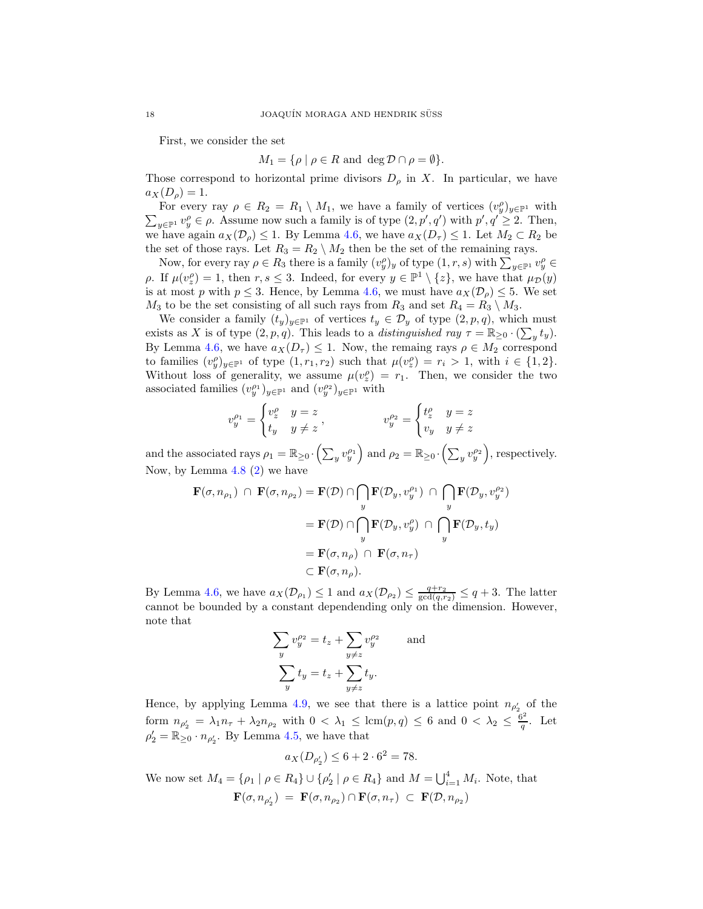First, we consider the set

$$M_1 = \{\rho \mid \rho \in R \text{ and } \deg \mathcal{D} \cap \rho = \emptyset\}.$$

Those correspond to horizontal prime divisors $D_\rho$ in $X$. In particular, we have $a_X(D_\rho) = 1$.

For every ray $\rho \in R_2 = R_1 \setminus M_1$, we have a family of vertices $(v_y^\rho)_{y\in\mathbb{P}^1}$ with $\sum_{y\in\mathbb{P}^1} v_y^\rho \in \rho$. Assume now such a family is of type $(2, p', q')$ with $p', q' \geq 2$. Then, we have again $a_X(\mathcal{D}_\rho) \leq 1$. By Lemma 4.6, we have $a_X(D_\tau) \leq 1$. Let $M_2 \subset R_2$ be the set of those rays. Let $R_3 = R_2 \setminus M_2$ then be the set of the remaining rays.

Now, for every ray $\rho \in R_3$ there is a family $(v_y^\rho)_y$ of type $(1, r, s)$ with $\sum_{y\in\mathbb{P}^1} v_y^\rho \in \rho$. If $\mu(v_z^\rho) = 1$, then $r, s \leq 3$. Indeed, for every $y \in \mathbb{P}^1 \setminus \{z\}$, we have that $\mu_{\mathcal{D}}(y)$ is at most $p$ with $p \leq 3$. Hence, by Lemma 4.6, we must have $a_X(\mathcal{D}_\rho) \leq 5$. We set $M_3$ to be the set consisting of all such rays from $R_3$ and set $R_4 = R_3 \setminus M_3$.

We consider a family $(t_y)_{y\in\mathbb{P}^1}$ of vertices $t_y \in \mathcal{D}_y$ of type $(2, p, q)$, which must exists as $X$ is of type $(2, p, q)$. This leads to a *distinguished ray* $\tau = \mathbb{R}_{\geq 0} \cdot (\sum_y t_y)$. By Lemma 4.6, we have $a_X(D_\tau) \leq 1$. Now, the remaing rays $\rho \in M_2$ correspond to families $(v_y^\rho)_{y\in\mathbb{P}^1}$ of type $(1, r_1, r_2)$ such that $\mu(v_z^\rho) = r_i > 1$, with $i \in \{1, 2\}$. Without loss of generality, we assume $\mu(v_z^\rho) = r_1$. Then, we consider the two associated families $(v_y^{\rho_1})_{y\in\mathbb{P}^1}$ and $(v_y^{\rho_2})_{y\in\mathbb{P}^1}$ with

$$v_y^{\rho_1} = \begin{cases} v_z^\rho & y = z \\ t_y & y \neq z \end{cases}, \qquad\qquad v_y^{\rho_2} = \begin{cases} t_z^\rho & y = z \\ v_y & y \neq z \end{cases}$$

and the associated rays $\rho_1 = \mathbb{R}_{\geq 0} \cdot \left(\sum_y v_y^{\rho_1}\right)$ and $\rho_2 = \mathbb{R}_{\geq 0} \cdot \left(\sum_y v_y^{\rho_2}\right)$, respectively. Now, by Lemma 4.8 (2) we have

$$\begin{aligned}
\mathbf{F}(\sigma, n_{\rho_1}) \;\cap\; \mathbf{F}(\sigma, n_{\rho_2}) &= \mathbf{F}(\mathcal{D}) \cap \bigcap_y \mathbf{F}(\mathcal{D}_y, v_y^{\rho_1}) \;\cap\; \bigcap_y \mathbf{F}(\mathcal{D}_y, v_y^{\rho_2}) \\
&= \mathbf{F}(\mathcal{D}) \cap \bigcap_y \mathbf{F}(\mathcal{D}_y, v_y^{\rho}) \;\cap\; \bigcap_y \mathbf{F}(\mathcal{D}_y, t_y) \\
&= \mathbf{F}(\sigma, n_\rho) \;\cap\; \mathbf{F}(\sigma, n_\tau) \\
&\subset \mathbf{F}(\sigma, n_\rho).
\end{aligned}$$

By Lemma 4.6, we have $a_X(\mathcal{D}_{\rho_1}) \leq 1$ and $a_X(\mathcal{D}_{\rho_2}) \leq \frac{q + r_2}{\gcd(q, r_2)} \leq q + 3$. The latter cannot be bounded by a constant dependending only on the dimension. However, note that

$$\begin{aligned}
\sum_y v_y^{\rho_2} &= t_z + \sum_{y\neq z} v_y^{\rho_2} \qquad \text{and} \\
\sum_y t_y &= t_z + \sum_{y \neq z} t_y.
\end{aligned}$$

Hence, by applying Lemma 4.9, we see that there is a lattice point $n_{\rho_2'}$ of the form $n_{\rho_2'} = \lambda_1 n_\tau + \lambda_2 n_{\rho_2}$ with $0 < \lambda_1 \leq \operatorname{lcm}(p, q) \leq 6$ and $0 < \lambda_2 \leq \frac{6^2}{q}$. Let $\rho_2' = \mathbb{R}_{\geq 0} \cdot n_{\rho_2'}$. By Lemma 4.5, we have that

$$a_X(D_{\rho_2'}) \leq 6 + 2 \cdot 6^2 = 78.$$

We now set $M_4 = \{\rho_1 \mid \rho \in R_4\} \cup \{\rho_2' \mid \rho \in R_4\}$ and $M = \bigcup_{i=1}^4 M_i$. Note, that

$$\mathbf{F}(\sigma, n_{\rho_2'}) \;=\; \mathbf{F}(\sigma, n_{\rho_2}) \cap \mathbf{F}(\sigma, n_\tau) \;\subset\; \mathbf{F}(\mathcal{D}, n_{\rho_2})$$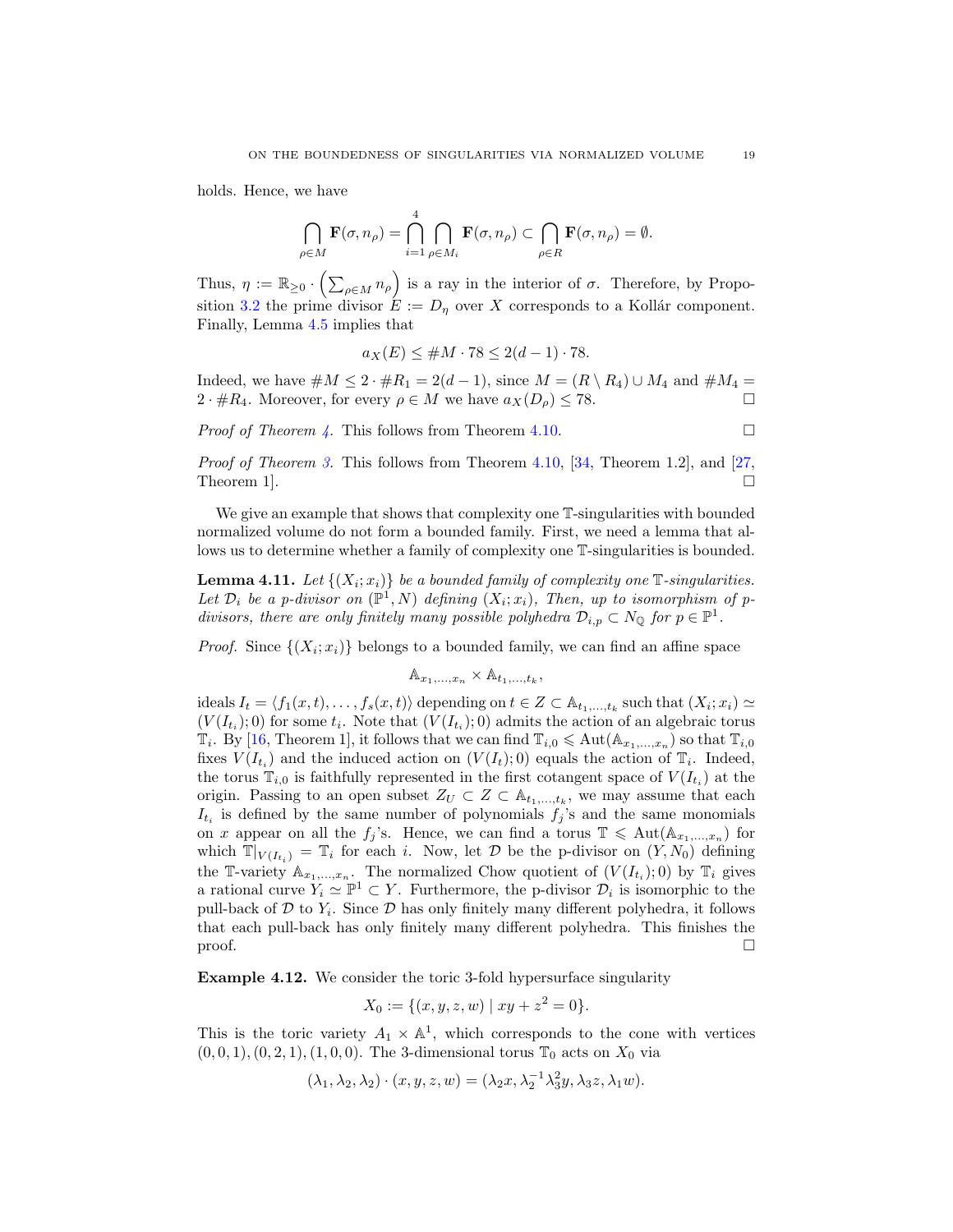holds. Hence, we have

$$\bigcap_{\rho \in M} \mathbf{F}(\sigma, n_\rho) = \bigcap_{i=1}^{4} \bigcap_{\rho \in M_i} \mathbf{F}(\sigma, n_\rho) \subset \bigcap_{\rho \in R} \mathbf{F}(\sigma, n_\rho) = \emptyset.$$

Thus, $\eta := \mathbb{R}_{\geq 0} \cdot \left( \sum_{\rho \in M} n_\rho \right)$ is a ray in the interior of $\sigma$. Therefore, by Proposition 3.2 the prime divisor $E := D_\eta$ over $X$ corresponds to a Kollár component. Finally, Lemma 4.5 implies that

$$a_X(E) \leq \#M \cdot 78 \leq 2(d-1) \cdot 78.$$

Indeed, we have $\#M \leq 2 \cdot \#R_1 = 2(d-1)$, since $M = (R \setminus R_4) \cup M_4$ and $\#M_4 = 2 \cdot \#R_4$. Moreover, for every $\rho \in M$ we have $a_X(D_\rho) \leq 78$. $\square$

*Proof of Theorem 4.* This follows from Theorem 4.10. $\square$

*Proof of Theorem 3.* This follows from Theorem 4.10, [34, Theorem 1.2], and [27, Theorem 1]. $\square$

We give an example that shows that complexity one $\mathbb{T}$-singularities with bounded normalized volume do not form a bounded family. First, we need a lemma that allows us to determine whether a family of complexity one $\mathbb{T}$-singularities is bounded.

**Lemma 4.11.** *Let $\{(X_i; x_i)\}$ be a bounded family of complexity one $\mathbb{T}$-singularities. Let $\mathcal{D}_i$ be a p-divisor on $(\mathbb{P}^1, N)$ defining $(X_i; x_i)$, Then, up to isomorphism of p-divisors, there are only finitely many possible polyhedra $\mathcal{D}_{i,p} \subset N_{\mathbb{Q}}$ for $p \in \mathbb{P}^1$.*

*Proof.* Since $\{(X_i; x_i)\}$ belongs to a bounded family, we can find an affine space

$$\mathbb{A}_{x_1,\ldots,x_n} \times \mathbb{A}_{t_1,\ldots,t_k},$$

ideals $I_t = \langle f_1(x,t), \ldots, f_s(x,t) \rangle$ depending on $t \in Z \subset \mathbb{A}_{t_1,\ldots,t_k}$ such that $(X_i; x_i) \simeq (V(I_{t_i}); 0)$ for some $t_i$. Note that $(V(I_{t_i}); 0)$ admits the action of an algebraic torus $\mathbb{T}_i$. By [16, Theorem 1], it follows that we can find $\mathbb{T}_{i,0} \leqslant \mathrm{Aut}(\mathbb{A}_{x_1,\ldots,x_n})$ so that $\mathbb{T}_{i,0}$ fixes $V(I_{t_i})$ and the induced action on $(V(I_t); 0)$ equals the action of $\mathbb{T}_i$. Indeed, the torus $\mathbb{T}_{i,0}$ is faithfully represented in the first cotangent space of $V(I_{t_i})$ at the origin. Passing to an open subset $Z_U \subset Z \subset \mathbb{A}_{t_1,\ldots,t_k}$, we may assume that each $I_{t_i}$ is defined by the same number of polynomials $f_j$'s and the same monomials on $x$ appear on all the $f_j$'s. Hence, we can find a torus $\mathbb{T} \leqslant \mathrm{Aut}(\mathbb{A}_{x_1,\ldots,x_n})$ for which $\mathbb{T}|_{V(I_{t_i})} = \mathbb{T}_i$ for each $i$. Now, let $\mathcal{D}$ be the p-divisor on $(Y, N_0)$ defining the $\mathbb{T}$-variety $\mathbb{A}_{x_1,\ldots,x_n}$. The normalized Chow quotient of $(V(I_{t_i}); 0)$ by $\mathbb{T}_i$ gives a rational curve $Y_i \simeq \mathbb{P}^1 \subset Y$. Furthermore, the p-divisor $\mathcal{D}_i$ is isomorphic to the pull-back of $\mathcal{D}$ to $Y_i$. Since $\mathcal{D}$ has only finitely many different polyhedra, it follows that each pull-back has only finitely many different polyhedra. This finishes the proof. $\square$

**Example 4.12.** We consider the toric 3-fold hypersurface singularity

$$X_0 := \{(x, y, z, w) \mid xy + z^2 = 0\}.$$

This is the toric variety $A_1 \times \mathbb{A}^1$, which corresponds to the cone with vertices $(0, 0, 1), (0, 2, 1), (1, 0, 0)$. The 3-dimensional torus $\mathbb{T}_0$ acts on $X_0$ via

$$(\lambda_1, \lambda_2, \lambda_2) \cdot (x, y, z, w) = (\lambda_2 x, \lambda_2^{-1} \lambda_3^2 y, \lambda_3 z, \lambda_1 w).$$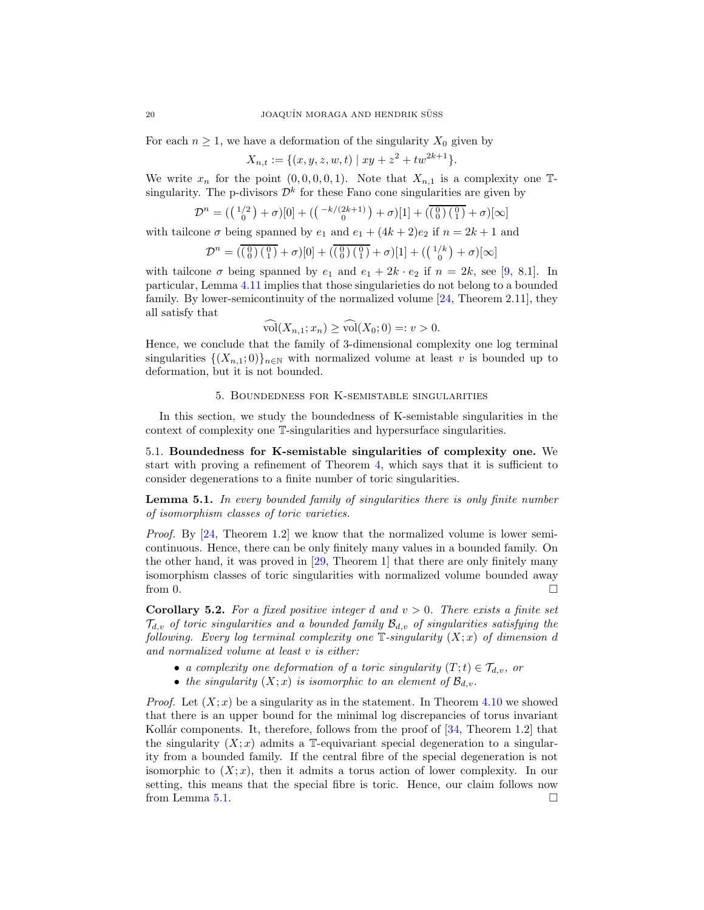For each $n \geq 1$, we have a deformation of the singularity $X_0$ given by

$$X_{n,t} := \{(x, y, z, w, t) \mid xy + z^2 + tw^{2k+1}\}.$$

We write $x_n$ for the point $(0, 0, 0, 0, 1)$. Note that $X_{n,1}$ is a complexity one $\mathbb{T}$-singularity. The p-divisors $\mathcal{D}^k$ for these Fano cone singularities are given by

$$\mathcal{D}^n = (\left(\begin{smallmatrix} 1/2 \\ 0 \end{smallmatrix}\right) + \sigma)[0] + (\left(\begin{smallmatrix} -k/(2k+1) \\ 0 \end{smallmatrix}\right) + \sigma)[1] + (\overline{\left(\begin{smallmatrix} 0 \\ 0 \end{smallmatrix}\right)\left(\begin{smallmatrix} 0 \\ 1 \end{smallmatrix}\right)} + \sigma)[\infty]$$

with tailcone $\sigma$ being spanned by $e_1$ and $e_1 + (4k+2)e_2$ if $n = 2k+1$ and

$$\mathcal{D}^n = (\overline{\left(\begin{smallmatrix} 0 \\ 0 \end{smallmatrix}\right)\left(\begin{smallmatrix} 0 \\ 1 \end{smallmatrix}\right)} + \sigma)[0] + (\overline{\left(\begin{smallmatrix} 0 \\ 0 \end{smallmatrix}\right)\left(\begin{smallmatrix} 0 \\ 1 \end{smallmatrix}\right)} + \sigma)[1] + (\left(\begin{smallmatrix} 1/k \\ 0 \end{smallmatrix}\right) + \sigma)[\infty]$$

with tailcone $\sigma$ being spanned by $e_1$ and $e_1 + 2k \cdot e_2$ if $n = 2k$, see [9, 8.1]. In particular, Lemma 4.11 implies that those singularieties do not belong to a bounded family. By lower-semicontinuity of the normalized volume [24, Theorem 2.11], they all satisfy that

$$\widehat{\mathrm{vol}}(X_{n,1}; x_n) \geq \widehat{\mathrm{vol}}(X_0; 0) =: v > 0.$$

Hence, we conclude that the family of 3-dimensional complexity one log terminal singularities $\{(X_{n,1}; 0)\}_{n\in\mathbb{N}}$ with normalized volume at least $v$ is bounded up to deformation, but it is not bounded.

## 5. Boundedness for K-semistable singularities

In this section, we study the boundedness of K-semistable singularities in the context of complexity one $\mathbb{T}$-singularities and hypersurface singularities.

**5.1. Boundedness for K-semistable singularities of complexity one.** We start with proving a refinement of Theorem 4, which says that it is sufficient to consider degenerations to a finite number of toric singularities.

**Lemma 5.1.** *In every bounded family of singularities there is only finite number of isomorphism classes of toric varieties.*

*Proof.* By [24, Theorem 1.2] we know that the normalized volume is lower semicontinuous. Hence, there can be only finitely many values in a bounded family. On the other hand, it was proved in [29, Theorem 1] that there are only finitely many isomorphism classes of toric singularities with normalized volume bounded away from 0. □

**Corollary 5.2.** *For a fixed positive integer $d$ and $v > 0$. There exists a finite set $\mathcal{T}_{d,v}$ of toric singularities and a bounded family $\mathcal{B}_{d,v}$ of singularities satisfying the following. Every log terminal complexity one $\mathbb{T}$-singularity $(X; x)$ of dimension $d$ and normalized volume at least $v$ is either:*

- *a complexity one deformation of a toric singularity $(T; t) \in \mathcal{T}_{d,v}$, or*
- *the singularity $(X; x)$ is isomorphic to an element of $\mathcal{B}_{d,v}$.*

*Proof.* Let $(X; x)$ be a singularity as in the statement. In Theorem 4.10 we showed that there is an upper bound for the minimal log discrepancies of torus invariant Kollár components. It, therefore, follows from the proof of [34, Theorem 1.2] that the singularity $(X; x)$ admits a $\mathbb{T}$-equivariant special degeneration to a singularity from a bounded family. If the central fibre of the special degeneration is not isomorphic to $(X; x)$, then it admits a torus action of lower complexity. In our setting, this means that the special fibre is toric. Hence, our claim follows now from Lemma 5.1. □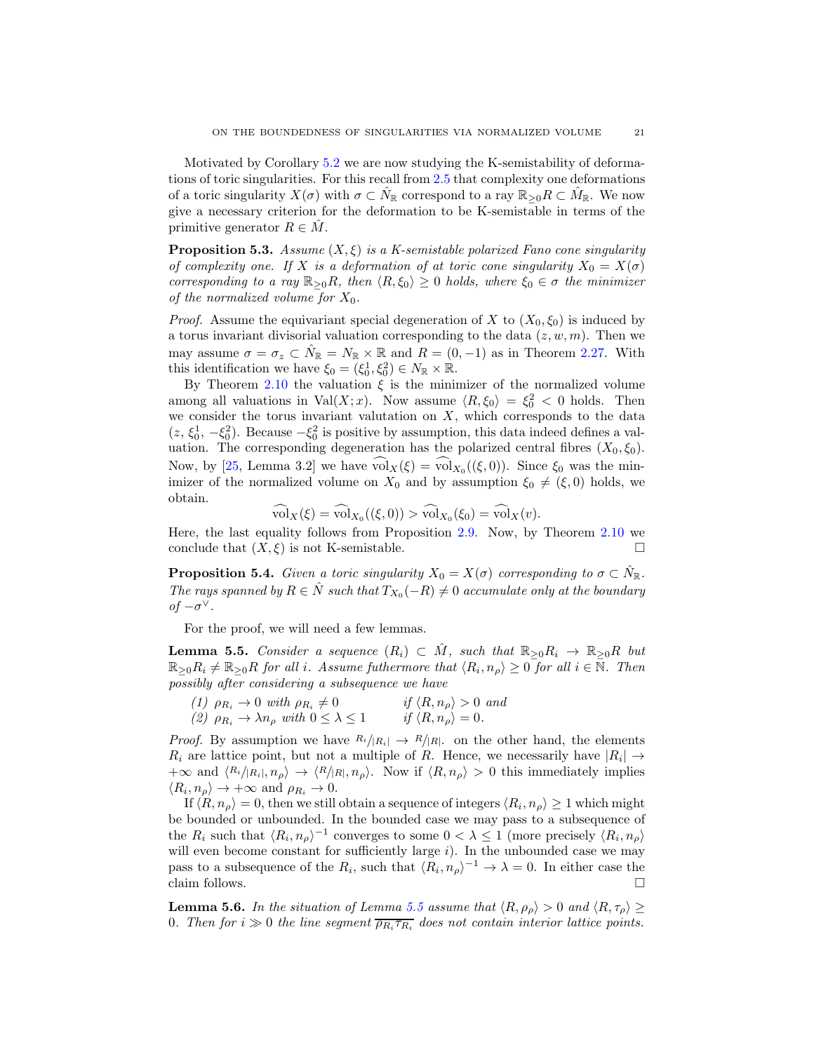Motivated by Corollary 5.2 we are now studying the K-semistability of deformations of toric singularities. For this recall from 2.5 that complexity one deformations of a toric singularity $X(\sigma)$ with $\sigma \subset \hat{N}_{\mathbb{R}}$ correspond to a ray $\mathbb{R}_{\geq 0}R \subset \hat{M}_{\mathbb{R}}$. We now give a necessary criterion for the deformation to be K-semistable in terms of the primitive generator $R \in \hat{M}$.

**Proposition 5.3.** *Assume $(X, \xi)$ is a K-semistable polarized Fano cone singularity of complexity one. If $X$ is a deformation of at toric cone singularity $X_0 = X(\sigma)$ corresponding to a ray $\mathbb{R}_{\geq 0}R$, then $\langle R, \xi_0 \rangle \geq 0$ holds, where $\xi_0 \in \sigma$ the minimizer of the normalized volume for $X_0$.*

*Proof.* Assume the equivariant special degeneration of $X$ to $(X_0, \xi_0)$ is induced by a torus invariant divisorial valuation corresponding to the data $(z, w, m)$. Then we may assume $\sigma = \sigma_z \subset \hat{N}_{\mathbb{R}} = N_{\mathbb{R}} \times \mathbb{R}$ and $R = (0, -1)$ as in Theorem 2.27. With this identification we have $\xi_0 = (\xi_0^1, \xi_0^2) \in N_{\mathbb{R}} \times \mathbb{R}$.

By Theorem 2.10 the valuation $\xi$ is the minimizer of the normalized volume among all valuations in $\mathrm{Val}(X; x)$. Now assume $\langle R, \xi_0 \rangle = \xi_0^2 < 0$ holds. Then we consider the torus invariant valutation on $X$, which corresponds to the data $(z, \xi_0^1, -\xi_0^2)$. Because $-\xi_0^2$ is positive by assumption, this data indeed defines a valuation. The corresponding degeneration has the polarized central fibres $(X_0, \xi_0)$. Now, by [25, Lemma 3.2] we have $\widehat{\mathrm{vol}}_X(\xi) = \widehat{\mathrm{vol}}_{X_0}((\xi, 0))$. Since $\xi_0$ was the minimizer of the normalized volume on $X_0$ and by assumption $\xi_0 \neq (\xi, 0)$ holds, we obtain.

$$\widehat{\mathrm{vol}}_X(\xi) = \widehat{\mathrm{vol}}_{X_0}((\xi, 0)) > \widehat{\mathrm{vol}}_{X_0}(\xi_0) = \widehat{\mathrm{vol}}_X(v).$$

Here, the last equality follows from Proposition 2.9. Now, by Theorem 2.10 we conclude that $(X, \xi)$ is not K-semistable. $\square$

**Proposition 5.4.** *Given a toric singularity $X_0 = X(\sigma)$ corresponding to $\sigma \subset \hat{N}_{\mathbb{R}}$. The rays spanned by $R \in \hat{N}$ such that $T_{X_0}(-R) \neq 0$ accumulate only at the boundary of $-\sigma^\vee$.*

For the proof, we will need a few lemmas.

**Lemma 5.5.** *Consider a sequence $(R_i) \subset \hat{M}$, such that $\mathbb{R}_{\geq 0}R_i \to \mathbb{R}_{\geq 0}R$ but $\mathbb{R}_{\geq 0}R_i \neq \mathbb{R}_{\geq 0}R$ for all $i$. Assume futhermore that $\langle R_i, n_\rho \rangle \geq 0$ for all $i \in \mathbb{N}$. Then possibly after considering a subsequence we have*

*(1) $\rho_{R_i} \to 0$ with $\rho_{R_i} \neq 0$ &emsp; if $\langle R, n_\rho \rangle > 0$ and*
*(2) $\rho_{R_i} \to \lambda n_\rho$ with $0 \leq \lambda \leq 1$ &emsp; if $\langle R, n_\rho \rangle = 0$.*

*Proof.* By assumption we have $R_i/|R_i| \to R/|R|$. on the other hand, the elements $R_i$ are lattice point, but not a multiple of $R$. Hence, we necessarily have $|R_i| \to +\infty$ and $\langle R_i/|R_i|, n_\rho \rangle \to \langle R/|R|, n_\rho \rangle$. Now if $\langle R, n_\rho \rangle > 0$ this immediately implies $\langle R_i, n_\rho \rangle \to +\infty$ and $\rho_{R_i} \to 0$.

If $\langle R, n_\rho \rangle = 0$, then we still obtain a sequence of integers $\langle R_i, n_\rho \rangle \geq 1$ which might be bounded or unbounded. In the bounded case we may pass to a subsequence of the $R_i$ such that $\langle R_i, n_\rho \rangle^{-1}$ converges to some $0 < \lambda \leq 1$ (more precisely $\langle R_i, n_\rho \rangle$ will even become constant for sufficiently large $i$). In the unbounded case we may pass to a subsequence of the $R_i$, such that $\langle R_i, n_\rho \rangle^{-1} \to \lambda = 0$. In either case the claim follows. $\square$

**Lemma 5.6.** *In the situation of Lemma 5.5 assume that $\langle R, \rho_\rho \rangle > 0$ and $\langle R, \tau_\rho \rangle \geq 0$. Then for $i \gg 0$ the line segment $\overline{\rho_{R_i} \tau_{R_i}}$ does not contain interior lattice points.*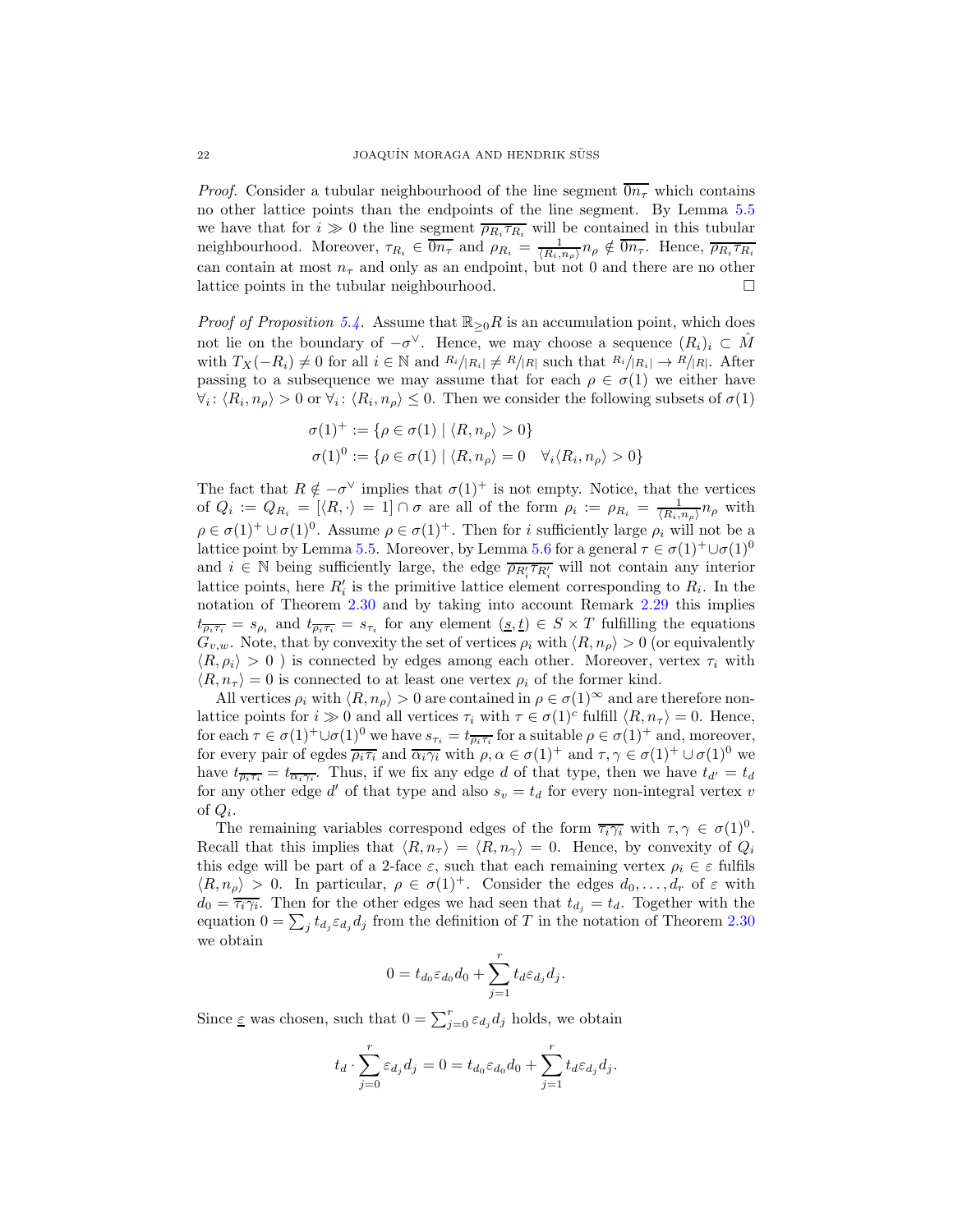*Proof.* Consider a tubular neighbourhood of the line segment $\overline{0n_\tau}$ which contains no other lattice points than the endpoints of the line segment. By Lemma 5.5 we have that for $i \gg 0$ the line segment $\overline{\rho_{R_i}\tau_{R_i}}$ will be contained in this tubular neighbourhood. Moreover, $\tau_{R_i} \in \overline{0n_\tau}$ and $\rho_{R_i} = \frac{1}{\langle R_i, n_\rho\rangle} n_\rho \notin \overline{0n_\tau}$. Hence, $\overline{\rho_{R_i}\tau_{R_i}}$ can contain at most $n_\tau$ and only as an endpoint, but not 0 and there are no other lattice points in the tubular neighbourhood. $\square$

*Proof of Proposition 5.4.* Assume that $\mathbb{R}_{\geq 0}R$ is an accumulation point, which does not lie on the boundary of $-\sigma^\vee$. Hence, we may choose a sequence $(R_i)_i \subset \hat{M}$ with $T_X(-R_i) \neq 0$ for all $i \in \mathbb{N}$ and $R_i/|R_i| \neq R/|R|$ such that $R_i/|R_i| \to R/|R|$. After passing to a subsequence we may assume that for each $\rho \in \sigma(1)$ we either have $\forall_i \colon \langle R_i, n_\rho\rangle > 0$ or $\forall_i \colon \langle R_i, n_\rho\rangle \leq 0$. Then we consider the following subsets of $\sigma(1)$

$$
\begin{aligned}
\sigma(1)^+ &:= \{\rho \in \sigma(1) \mid \langle R, n_\rho\rangle > 0\}\\
\sigma(1)^0 &:= \{\rho \in \sigma(1) \mid \langle R, n_\rho\rangle = 0 \quad \forall_i \langle R_i, n_\rho\rangle > 0\}
\end{aligned}
$$

The fact that $R \notin -\sigma^\vee$ implies that $\sigma(1)^+$ is not empty. Notice, that the vertices of $Q_i := Q_{R_i} = [\langle R, \cdot\rangle = 1] \cap \sigma$ are all of the form $\rho_i := \rho_{R_i} = \frac{1}{\langle R_i, n_\rho\rangle} n_\rho$ with $\rho \in \sigma(1)^+ \cup \sigma(1)^0$. Assume $\rho \in \sigma(1)^+$. Then for $i$ sufficiently large $\rho_i$ will not be a lattice point by Lemma 5.5. Moreover, by Lemma 5.6 for a general $\tau \in \sigma(1)^+ \cup \sigma(1)^0$ and $i \in \mathbb{N}$ being sufficiently large, the edge $\overline{\rho_{R_i'}\tau_{R_i'}}$ will not contain any interior lattice points, here $R_i'$ is the primitive lattice element corresponding to $R_i$. In the notation of Theorem 2.30 and by taking into account Remark 2.29 this implies $t_{\overline{\rho_i\tau_i}} = s_{\rho_i}$ and $t_{\overline{\rho_i\tau_i}} = s_{\tau_i}$ for any element $(\underline{s}, \underline{t}) \in S \times T$ fulfilling the equations $G_{v,w}$. Note, that by convexity the set of vertices $\rho_i$ with $\langle R, n_\rho\rangle > 0$ (or equivalently $\langle R, \rho_i\rangle > 0$ ) is connected by edges among each other. Moreover, vertex $\tau_i$ with $\langle R, n_\tau\rangle = 0$ is connected to at least one vertex $\rho_i$ of the former kind.

All vertices $\rho_i$ with $\langle R, n_\rho\rangle > 0$ are contained in $\rho \in \sigma(1)^\infty$ and are therefore non-lattice points for $i \gg 0$ and all vertices $\tau_i$ with $\tau \in \sigma(1)^c$ fulfill $\langle R, n_\tau\rangle = 0$. Hence, for each $\tau \in \sigma(1)^+ \cup \sigma(1)^0$ we have $s_{\tau_i} = t_{\overline{\rho_i\tau_i}}$ for a suitable $\rho \in \sigma(1)^+$ and, moreover, for every pair of egdes $\overline{\rho_i\tau_i}$ and $\overline{\alpha_i\gamma_i}$ with $\rho, \alpha \in \sigma(1)^+$ and $\tau, \gamma \in \sigma(1)^+ \cup \sigma(1)^0$ we have $t_{\overline{\rho_i\tau_i}} = t_{\overline{\alpha_i\gamma_i}}$. Thus, if we fix any edge $d$ of that type, then we have $t_{d'} = t_d$ for any other edge $d'$ of that type and also $s_v = t_d$ for every non-integral vertex $v$ of $Q_i$.

The remaining variables correspond edges of the form $\overline{\tau_i\gamma_i}$ with $\tau, \gamma \in \sigma(1)^0$. Recall that this implies that $\langle R, n_\tau\rangle = \langle R, n_\gamma\rangle = 0$. Hence, by convexity of $Q_i$ this edge will be part of a 2-face $\varepsilon$, such that each remaining vertex $\rho_i \in \varepsilon$ fulfils $\langle R, n_\rho\rangle > 0$. In particular, $\rho \in \sigma(1)^+$. Consider the edges $d_0, \ldots, d_r$ of $\varepsilon$ with $d_0 = \overline{\tau_i\gamma_i}$. Then for the other edges we had seen that $t_{d_j} = t_d$. Together with the equation $0 = \sum_j t_{d_j}\varepsilon_{d_j} d_j$ from the definition of $T$ in the notation of Theorem 2.30 we obtain

$$
0 = t_{d_0}\varepsilon_{d_0} d_0 + \sum_{j=1}^r t_d \varepsilon_{d_j} d_j.
$$

Since $\underline{\varepsilon}$ was chosen, such that $0 = \sum_{j=0}^r \varepsilon_{d_j} d_j$ holds, we obtain

$$
t_d \cdot \sum_{j=0}^r \varepsilon_{d_j} d_j = 0 = t_{d_0}\varepsilon_{d_0} d_0 + \sum_{j=1}^r t_d \varepsilon_{d_j} d_j.
$$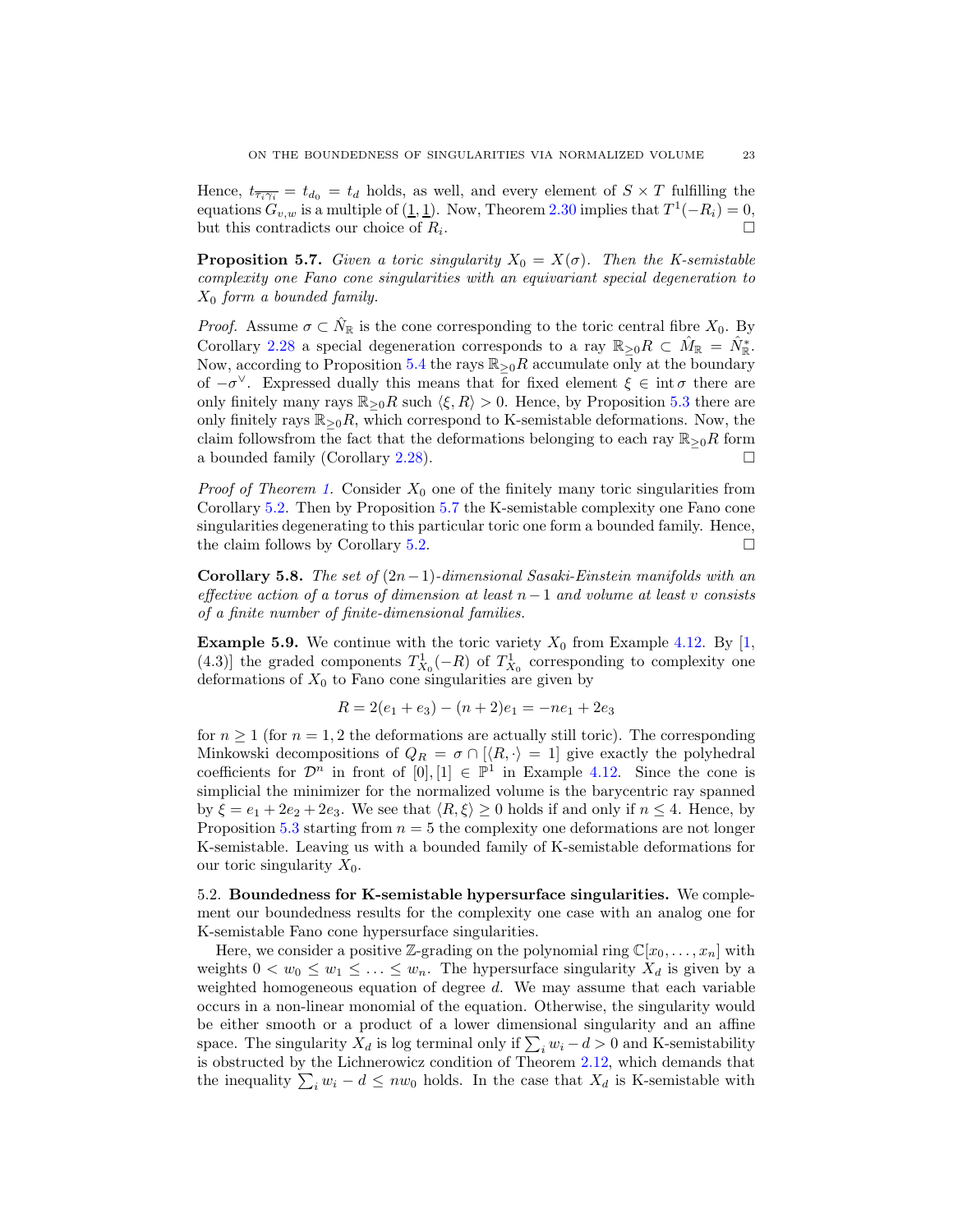Hence, $t_{\overline{\tau_i \gamma_i}} = t_{d_0} = t_d$ holds, as well, and every element of $S \times T$ fulfilling the equations $G_{v,w}$ is a multiple of $(\underline{1}, \underline{1})$. Now, Theorem 2.30 implies that $T^1(-R_i) = 0$, but this contradicts our choice of $R_i$. $\square$

**Proposition 5.7.** *Given a toric singularity $X_0 = X(\sigma)$. Then the K-semistable complexity one Fano cone singularities with an equivariant special degeneration to $X_0$ form a bounded family.*

*Proof.* Assume $\sigma \subset \hat{N}_{\mathbb{R}}$ is the cone corresponding to the toric central fibre $X_0$. By Corollary 2.28 a special degeneration corresponds to a ray $\mathbb{R}_{\geq 0} R \subset \hat{M}_{\mathbb{R}} = \hat{N}^*_{\mathbb{R}}$. Now, according to Proposition 5.4 the rays $\mathbb{R}_{\geq 0} R$ accumulate only at the boundary of $-\sigma^\vee$. Expressed dually this means that for fixed element $\xi \in \operatorname{int} \sigma$ there are only finitely many rays $\mathbb{R}_{\geq 0} R$ such $\langle \xi, R \rangle > 0$. Hence, by Proposition 5.3 there are only finitely rays $\mathbb{R}_{\geq 0} R$, which correspond to K-semistable deformations. Now, the claim followsfrom the fact that the deformations belonging to each ray $\mathbb{R}_{\geq 0} R$ form a bounded family (Corollary 2.28). $\square$

*Proof of Theorem 1.* Consider $X_0$ one of the finitely many toric singularities from Corollary 5.2. Then by Proposition 5.7 the K-semistable complexity one Fano cone singularities degenerating to this particular toric one form a bounded family. Hence, the claim follows by Corollary 5.2. $\square$

**Corollary 5.8.** *The set of $(2n-1)$-dimensional Sasaki-Einstein manifolds with an effective action of a torus of dimension at least $n-1$ and volume at least $v$ consists of a finite number of finite-dimensional families.*

**Example 5.9.** We continue with the toric variety $X_0$ from Example 4.12. By [1, (4.3)] the graded components $T^1_{X_0}(-R)$ of $T^1_{X_0}$ corresponding to complexity one deformations of $X_0$ to Fano cone singularities are given by

$$R = 2(e_1 + e_3) - (n+2)e_1 = -ne_1 + 2e_3$$

for $n \geq 1$ (for $n = 1, 2$ the deformations are actually still toric). The corresponding Minkowski decompositions of $Q_R = \sigma \cap [\langle R, \cdot \rangle = 1]$ give exactly the polyhedral coefficients for $\mathcal{D}^n$ in front of $[0], [1] \in \mathbb{P}^1$ in Example 4.12. Since the cone is simplicial the minimizer for the normalized volume is the barycentric ray spanned by $\xi = e_1 + 2e_2 + 2e_3$. We see that $\langle R, \xi \rangle \geq 0$ holds if and only if $n \leq 4$. Hence, by Proposition 5.3 starting from $n = 5$ the complexity one deformations are not longer K-semistable. Leaving us with a bounded family of K-semistable deformations for our toric singularity $X_0$.

5.2. **Boundedness for K-semistable hypersurface singularities.** We complement our boundedness results for the complexity one case with an analog one for K-semistable Fano cone hypersurface singularities.

Here, we consider a positive $\mathbb{Z}$-grading on the polynomial ring $\mathbb{C}[x_0, \ldots, x_n]$ with weights $0 < w_0 \leq w_1 \leq \ldots \leq w_n$. The hypersurface singularity $X_d$ is given by a weighted homogeneous equation of degree $d$. We may assume that each variable occurs in a non-linear monomial of the equation. Otherwise, the singularity would be either smooth or a product of a lower dimensional singularity and an affine space. The singularity $X_d$ is log terminal only if $\sum_i w_i - d > 0$ and K-semistability is obstructed by the Lichnerowicz condition of Theorem 2.12, which demands that the inequality $\sum_i w_i - d \leq n w_0$ holds. In the case that $X_d$ is K-semistable with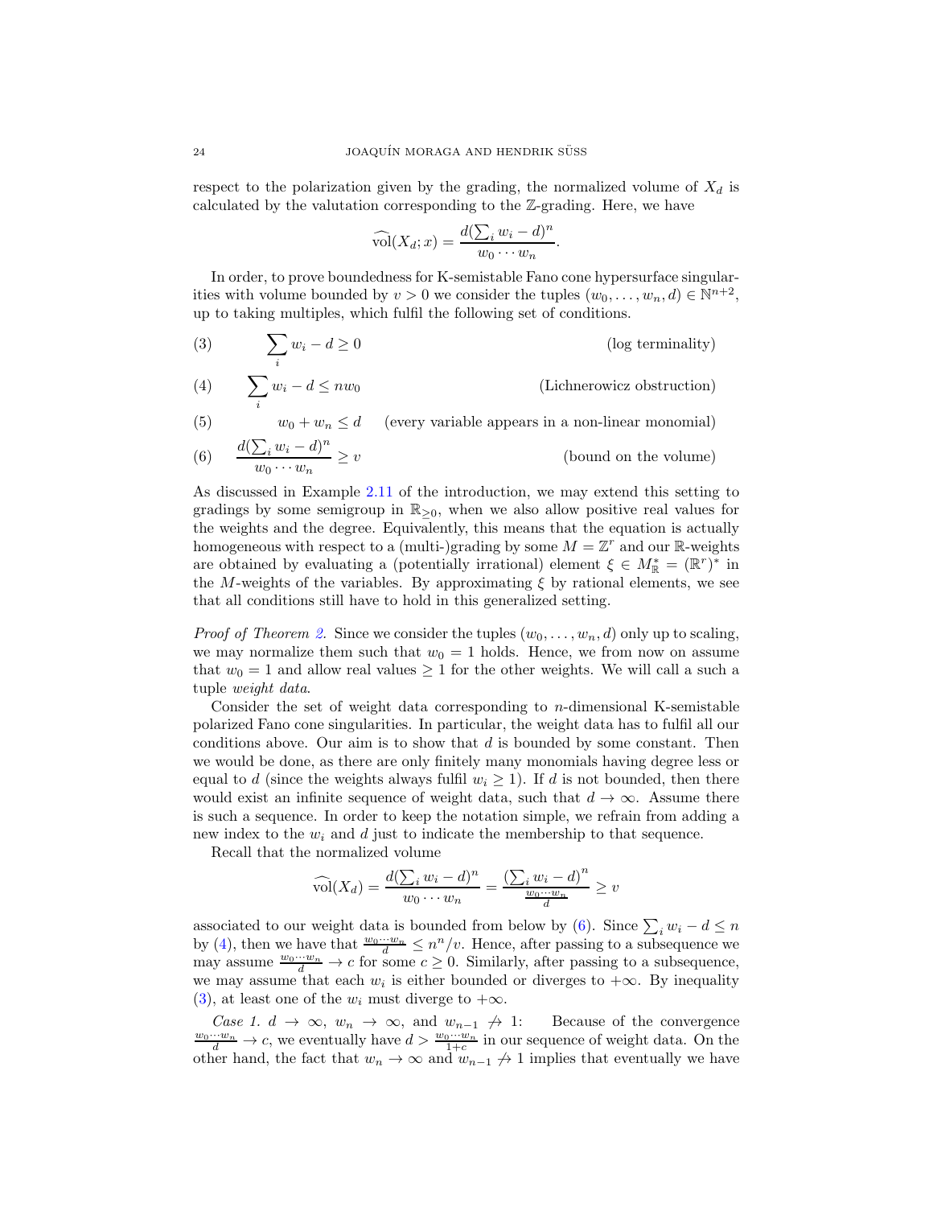respect to the polarization given by the grading, the normalized volume of $X_d$ is calculated by the valutation corresponding to the $\mathbb{Z}$-grading. Here, we have

$$\widehat{\mathrm{vol}}(X_d; x) = \frac{d(\sum_i w_i - d)^n}{w_0 \cdots w_n}.$$

In order, to prove boundedness for K-semistable Fano cone hypersurface singularities with volume bounded by $v > 0$ we consider the tuples $(w_0, \ldots, w_n, d) \in \mathbb{N}^{n+2}$, up to taking multiples, which fulfil the following set of conditions.

$$\sum_i w_i - d \geq 0 \qquad \text{(log terminality)} \tag{3}$$

$$\sum_i w_i - d \leq n w_0 \qquad \text{(Lichnerowicz obstruction)} \tag{4}$$

$$w_0 + w_n \leq d \qquad \text{(every variable appears in a non-linear monomial)} \tag{5}$$

$$\frac{d(\sum_i w_i - d)^n}{w_0 \cdots w_n} \geq v \qquad \text{(bound on the volume)} \tag{6}$$

As discussed in Example 2.11 of the introduction, we may extend this setting to gradings by some semigroup in $\mathbb{R}_{\geq 0}$, when we also allow positive real values for the weights and the degree. Equivalently, this means that the equation is actually homogeneous with respect to a (multi-)grading by some $M = \mathbb{Z}^r$ and our $\mathbb{R}$-weights are obtained by evaluating a (potentially irrational) element $\xi \in M^*_{\mathbb{R}} = (\mathbb{R}^r)^*$ in the $M$-weights of the variables. By approximating $\xi$ by rational elements, we see that all conditions still have to hold in this generalized setting.

*Proof of Theorem 2.* Since we consider the tuples $(w_0, \ldots, w_n, d)$ only up to scaling, we may normalize them such that $w_0 = 1$ holds. Hence, we from now on assume that $w_0 = 1$ and allow real values $\geq 1$ for the other weights. We will call a such a tuple *weight data*.

Consider the set of weight data corresponding to $n$-dimensional K-semistable polarized Fano cone singularities. In particular, the weight data has to fulfil all our conditions above. Our aim is to show that $d$ is bounded by some constant. Then we would be done, as there are only finitely many monomials having degree less or equal to $d$ (since the weights always fulfil $w_i \geq 1$). If $d$ is not bounded, then there would exist an infinite sequence of weight data, such that $d \to \infty$. Assume there is such a sequence. In order to keep the notation simple, we refrain from adding a new index to the $w_i$ and $d$ just to indicate the membership to that sequence.

Recall that the normalized volume

$$\widehat{\mathrm{vol}}(X_d) = \frac{d(\sum_i w_i - d)^n}{w_0 \cdots w_n} = \frac{\left(\sum_i w_i - d\right)^n}{\frac{w_0 \cdots w_n}{d}} \geq v$$

associated to our weight data is bounded from below by (6). Since $\sum_i w_i - d \leq n$ by (4), then we have that $\frac{w_0 \cdots w_n}{d} \leq n^n / v$. Hence, after passing to a subsequence we may assume $\frac{w_0 \cdots w_n}{d} \to c$ for some $c \geq 0$. Similarly, after passing to a subsequence, we may assume that each $w_i$ is either bounded or diverges to $+\infty$. By inequality (3), at least one of the $w_i$ must diverge to $+\infty$.

*Case 1.* $d \to \infty$, $w_n \to \infty$, and $w_{n-1} \not\to 1$: Because of the convergence $\frac{w_0 \cdots w_n}{d} \to c$, we eventually have $d > \frac{w_0 \cdots w_n}{1+c}$ in our sequence of weight data. On the other hand, the fact that $w_n \to \infty$ and $w_{n-1} \not\to 1$ implies that eventually we have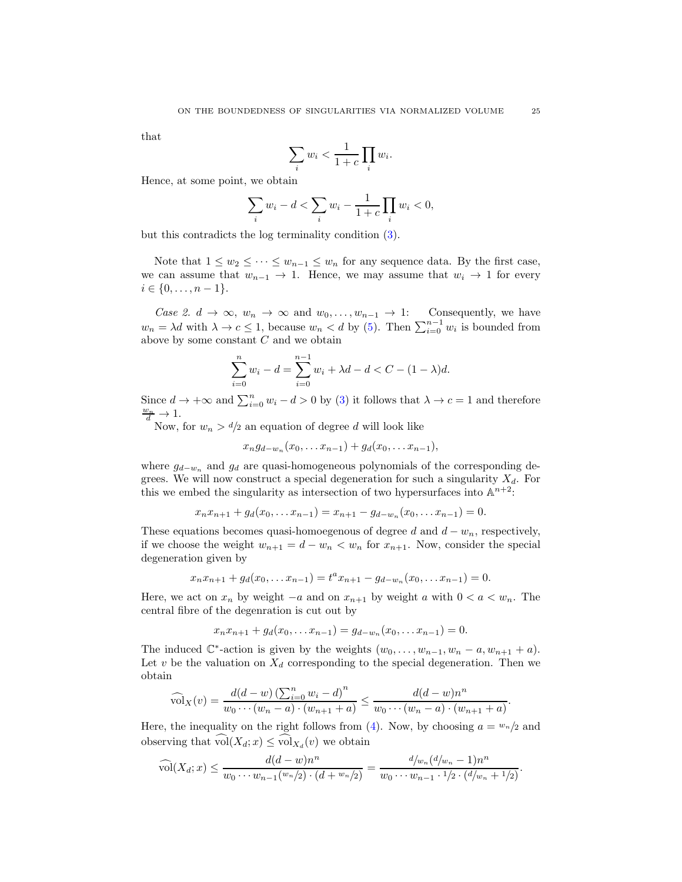that

$$\sum_i w_i < \frac{1}{1+c}\prod_i w_i.$$

Hence, at some point, we obtain

$$\sum_i w_i - d < \sum_i w_i - \frac{1}{1+c}\prod_i w_i < 0,$$

but this contradicts the log terminality condition (3).

Note that $1 \leq w_2 \leq \cdots \leq w_{n-1} \leq w_n$ for any sequence data. By the first case, we can assume that $w_{n-1} \to 1$. Hence, we may assume that $w_i \to 1$ for every $i \in \{0, \ldots, n-1\}$.

*Case 2.* $d \to \infty$, $w_n \to \infty$ and $w_0, \ldots, w_{n-1} \to 1$: Consequently, we have $w_n = \lambda d$ with $\lambda \to c \leq 1$, because $w_n < d$ by (5). Then $\sum_{i=0}^{n-1} w_i$ is bounded from above by some constant $C$ and we obtain

$$\sum_{i=0}^{n} w_i - d = \sum_{i=0}^{n-1} w_i + \lambda d - d < C - (1-\lambda)d.$$

Since $d \to +\infty$ and $\sum_{i=0}^{n} w_i - d > 0$ by (3) it follows that $\lambda \to c = 1$ and therefore $\frac{w_n}{d} \to 1$.

Now, for $w_n > d/2$ an equation of degree $d$ will look like

$$x_n g_{d-w_n}(x_0, \ldots x_{n-1}) + g_d(x_0, \ldots x_{n-1}),$$

where $g_{d-w_n}$ and $g_d$ are quasi-homogeneous polynomials of the corresponding degrees. We will now construct a special degeneration for such a singularity $X_d$. For this we embed the singularity as intersection of two hypersurfaces into $\mathbb{A}^{n+2}$:

$$x_n x_{n+1} + g_d(x_0, \ldots x_{n-1}) = x_{n+1} - g_{d-w_n}(x_0, \ldots x_{n-1}) = 0.$$

These equations becomes quasi-homoegenous of degree $d$ and $d - w_n$, respectively, if we choose the weight $w_{n+1} = d - w_n < w_n$ for $x_{n+1}$. Now, consider the special degeneration given by

$$x_n x_{n+1} + g_d(x_0, \ldots x_{n-1}) = t^a x_{n+1} - g_{d-w_n}(x_0, \ldots x_{n-1}) = 0.$$

Here, we act on $x_n$ by weight $-a$ and on $x_{n+1}$ by weight $a$ with $0 < a < w_n$. The central fibre of the degenration is cut out by

$$x_n x_{n+1} + g_d(x_0, \ldots x_{n-1}) = g_{d-w_n}(x_0, \ldots x_{n-1}) = 0.$$

The induced $\mathbb{C}^*$-action is given by the weights $(w_0, \ldots, w_{n-1}, w_n - a, w_{n+1} + a)$. Let $v$ be the valuation on $X_d$ corresponding to the special degeneration. Then we obtain

$$\widehat{\mathrm{vol}}_X(v) = \frac{d(d-w)\left(\sum_{i=0}^{n} w_i - d\right)^n}{w_0 \cdots (w_n - a)\cdot(w_{n+1}+a)} \leq \frac{d(d-w)n^n}{w_0 \cdots (w_n - a)\cdot(w_{n+1}+a)}.$$

Here, the inequality on the right follows from (4). Now, by choosing $a = w_n/2$ and observing that $\widehat{\mathrm{vol}}(X_d; x) \leq \widehat{\mathrm{vol}}_{X_d}(v)$ we obtain

$$\widehat{\mathrm{vol}}(X_d; x) \leq \frac{d(d-w)n^n}{w_0 \cdots w_{n-1}(w_n/2)\cdot(d + w_n/2)} = \frac{d/w_n(d/w_n - 1)n^n}{w_0 \cdots w_{n-1}\cdot 1/2 \cdot (d/w_n + 1/2)}.$$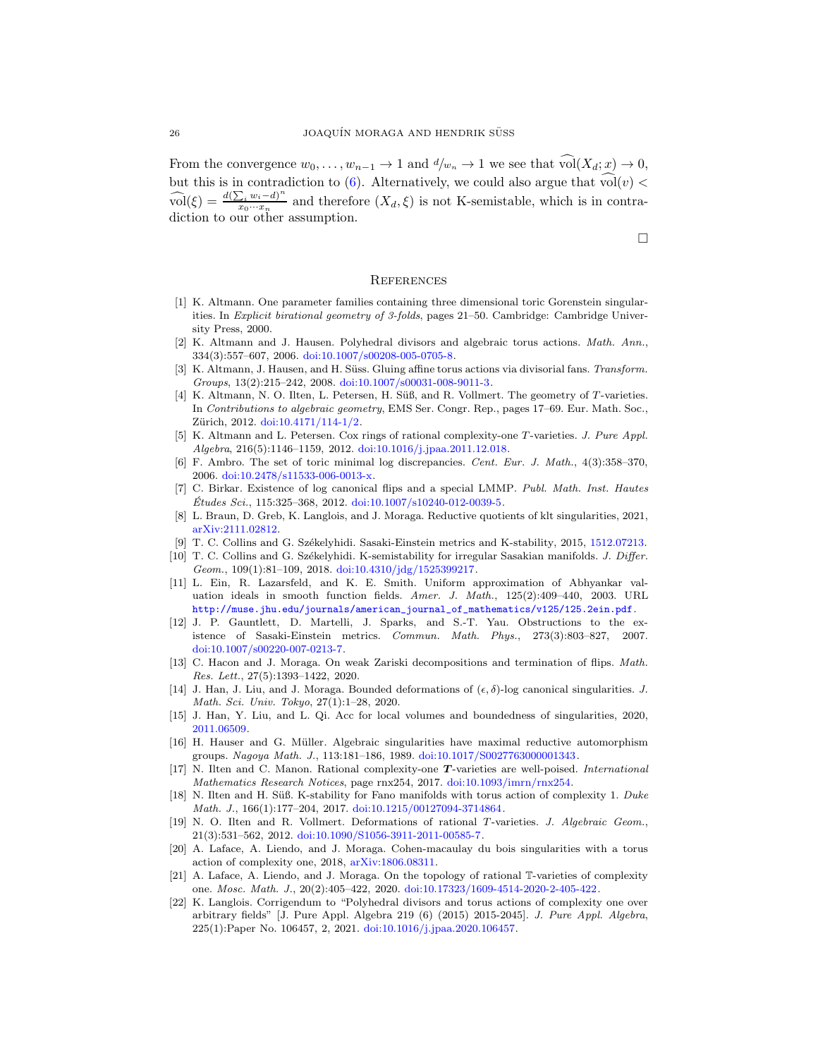From the convergence $w_0, \ldots, w_{n-1} \to 1$ and $d/w_n \to 1$ we see that $\widehat{\mathrm{vol}}(X_d; x) \to 0$, but this is in contradiction to (6). Alternatively, we could also argue that $\widehat{\mathrm{vol}}(v) < \widehat{\mathrm{vol}}(\xi) = \frac{d(\sum_i w_i - d)^n}{x_0 \cdots x_n}$ and therefore $(X_d, \xi)$ is not K-semistable, which is in contradiction to our other assumption.

□

## References

[1] K. Altmann. One parameter families containing three dimensional toric Gorenstein singularities. In *Explicit birational geometry of 3-folds*, pages 21–50. Cambridge: Cambridge University Press, 2000.

[2] K. Altmann and J. Hausen. Polyhedral divisors and algebraic torus actions. *Math. Ann.*, 334(3):557–607, 2006. doi:10.1007/s00208-005-0705-8.

[3] K. Altmann, J. Hausen, and H. Süss. Gluing affine torus actions via divisorial fans. *Transform. Groups*, 13(2):215–242, 2008. doi:10.1007/s00031-008-9011-3.

[4] K. Altmann, N. O. Ilten, L. Petersen, H. Süß, and R. Vollmert. The geometry of $T$-varieties. In *Contributions to algebraic geometry*, EMS Ser. Congr. Rep., pages 17–69. Eur. Math. Soc., Zürich, 2012. doi:10.4171/114-1/2.

[5] K. Altmann and L. Petersen. Cox rings of rational complexity-one $T$-varieties. *J. Pure Appl. Algebra*, 216(5):1146–1159, 2012. doi:10.1016/j.jpaa.2011.12.018.

[6] F. Ambro. The set of toric minimal log discrepancies. *Cent. Eur. J. Math.*, 4(3):358–370, 2006. doi:10.2478/s11533-006-0013-x.

[7] C. Birkar. Existence of log canonical flips and a special LMMP. *Publ. Math. Inst. Hautes Études Sci.*, 115:325–368, 2012. doi:10.1007/s10240-012-0039-5.

[8] L. Braun, D. Greb, K. Langlois, and J. Moraga. Reductive quotients of klt singularities, 2021, arXiv:2111.02812.

[9] T. C. Collins and G. Székelyhidi. Sasaki-Einstein metrics and K-stability, 2015, 1512.07213.

[10] T. C. Collins and G. Székelyhidi. K-semistability for irregular Sasakian manifolds. *J. Differ. Geom.*, 109(1):81–109, 2018. doi:10.4310/jdg/1525399217.

[11] L. Ein, R. Lazarsfeld, and K. E. Smith. Uniform approximation of Abhyankar valuation ideals in smooth function fields. *Amer. J. Math.*, 125(2):409–440, 2003. URL http://muse.jhu.edu/journals/american_journal_of_mathematics/v125/125.2ein.pdf.

[12] J. P. Gauntlett, D. Martelli, J. Sparks, and S.-T. Yau. Obstructions to the existence of Sasaki-Einstein metrics. *Commun. Math. Phys.*, 273(3):803–827, 2007. doi:10.1007/s00220-007-0213-7.

[13] C. Hacon and J. Moraga. On weak Zariski decompositions and termination of flips. *Math. Res. Lett.*, 27(5):1393–1422, 2020.

[14] J. Han, J. Liu, and J. Moraga. Bounded deformations of $(\epsilon, \delta)$-log canonical singularities. *J. Math. Sci. Univ. Tokyo*, 27(1):1–28, 2020.

[15] J. Han, Y. Liu, and L. Qi. Acc for local volumes and boundedness of singularities, 2020, 2011.06509.

[16] H. Hauser and G. Müller. Algebraic singularities have maximal reductive automorphism groups. *Nagoya Math. J.*, 113:181–186, 1989. doi:10.1017/S0027763000001343.

[17] N. Ilten and C. Manon. Rational complexity-one $\boldsymbol{T}$-varieties are well-poised. *International Mathematics Research Notices*, page rnx254, 2017. doi:10.1093/imrn/rnx254.

[18] N. Ilten and H. Süß. K-stability for Fano manifolds with torus action of complexity 1. *Duke Math. J.*, 166(1):177–204, 2017. doi:10.1215/00127094-3714864.

[19] N. O. Ilten and R. Vollmert. Deformations of rational $T$-varieties. *J. Algebraic Geom.*, 21(3):531–562, 2012. doi:10.1090/S1056-3911-2011-00585-7.

[20] A. Laface, A. Liendo, and J. Moraga. Cohen-macaulay du bois singularities with a torus action of complexity one, 2018, arXiv:1806.08311.

[21] A. Laface, A. Liendo, and J. Moraga. On the topology of rational $\mathbb{T}$-varieties of complexity one. *Mosc. Math. J.*, 20(2):405–422, 2020. doi:10.17323/1609-4514-2020-2-405-422.

[22] K. Langlois. Corrigendum to "Polyhedral divisors and torus actions of complexity one over arbitrary fields" [J. Pure Appl. Algebra 219 (6) (2015) 2015-2045]. *J. Pure Appl. Algebra*, 225(1):Paper No. 106457, 2, 2021. doi:10.1016/j.jpaa.2020.106457.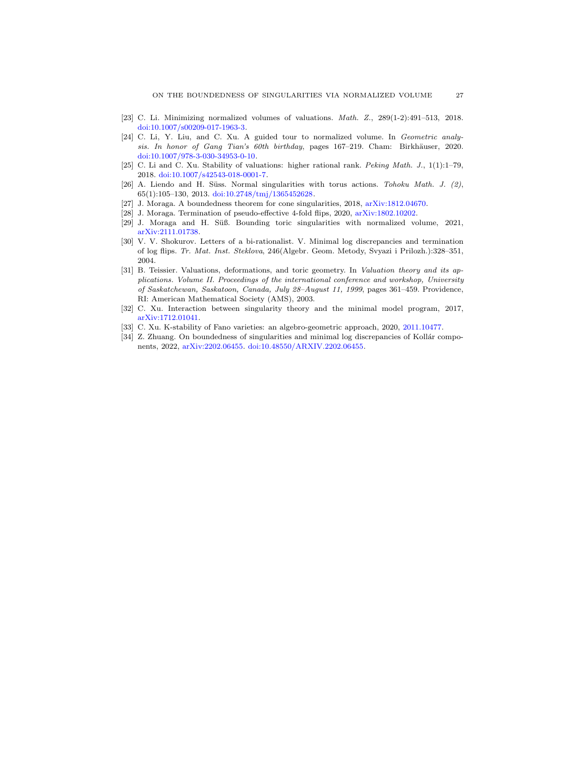[23] C. Li. Minimizing normalized volumes of valuations. *Math. Z.*, 289(1-2):491–513, 2018. doi:10.1007/s00209-017-1963-3.

[24] C. Li, Y. Liu, and C. Xu. A guided tour to normalized volume. In *Geometric analysis. In honor of Gang Tian's 60th birthday*, pages 167–219. Cham: Birkhäuser, 2020. doi:10.1007/978-3-030-34953-0-10.

[25] C. Li and C. Xu. Stability of valuations: higher rational rank. *Peking Math. J.*, 1(1):1–79, 2018. doi:10.1007/s42543-018-0001-7.

[26] A. Liendo and H. Süss. Normal singularities with torus actions. *Tohoku Math. J. (2)*, 65(1):105–130, 2013. doi:10.2748/tmj/1365452628.

[27] J. Moraga. A boundedness theorem for cone singularities, 2018, arXiv:1812.04670.

[28] J. Moraga. Termination of pseudo-effective 4-fold flips, 2020, arXiv:1802.10202.

[29] J. Moraga and H. Süß. Bounding toric singularities with normalized volume, 2021, arXiv:2111.01738.

[30] V. V. Shokurov. Letters of a bi-rationalist. V. Minimal log discrepancies and termination of log flips. *Tr. Mat. Inst. Steklova*, 246(Algebr. Geom. Metody, Svyazi i Prilozh.):328–351, 2004.

[31] B. Teissier. Valuations, deformations, and toric geometry. In *Valuation theory and its applications. Volume II. Proceedings of the international conference and workshop, University of Saskatchewan, Saskatoon, Canada, July 28–August 11, 1999*, pages 361–459. Providence, RI: American Mathematical Society (AMS), 2003.

[32] C. Xu. Interaction between singularity theory and the minimal model program, 2017, arXiv:1712.01041.

[33] C. Xu. K-stability of Fano varieties: an algebro-geometric approach, 2020, 2011.10477.

[34] Z. Zhuang. On boundedness of singularities and minimal log discrepancies of Kollár components, 2022, arXiv:2202.06455. doi:10.48550/ARXIV.2202.06455.